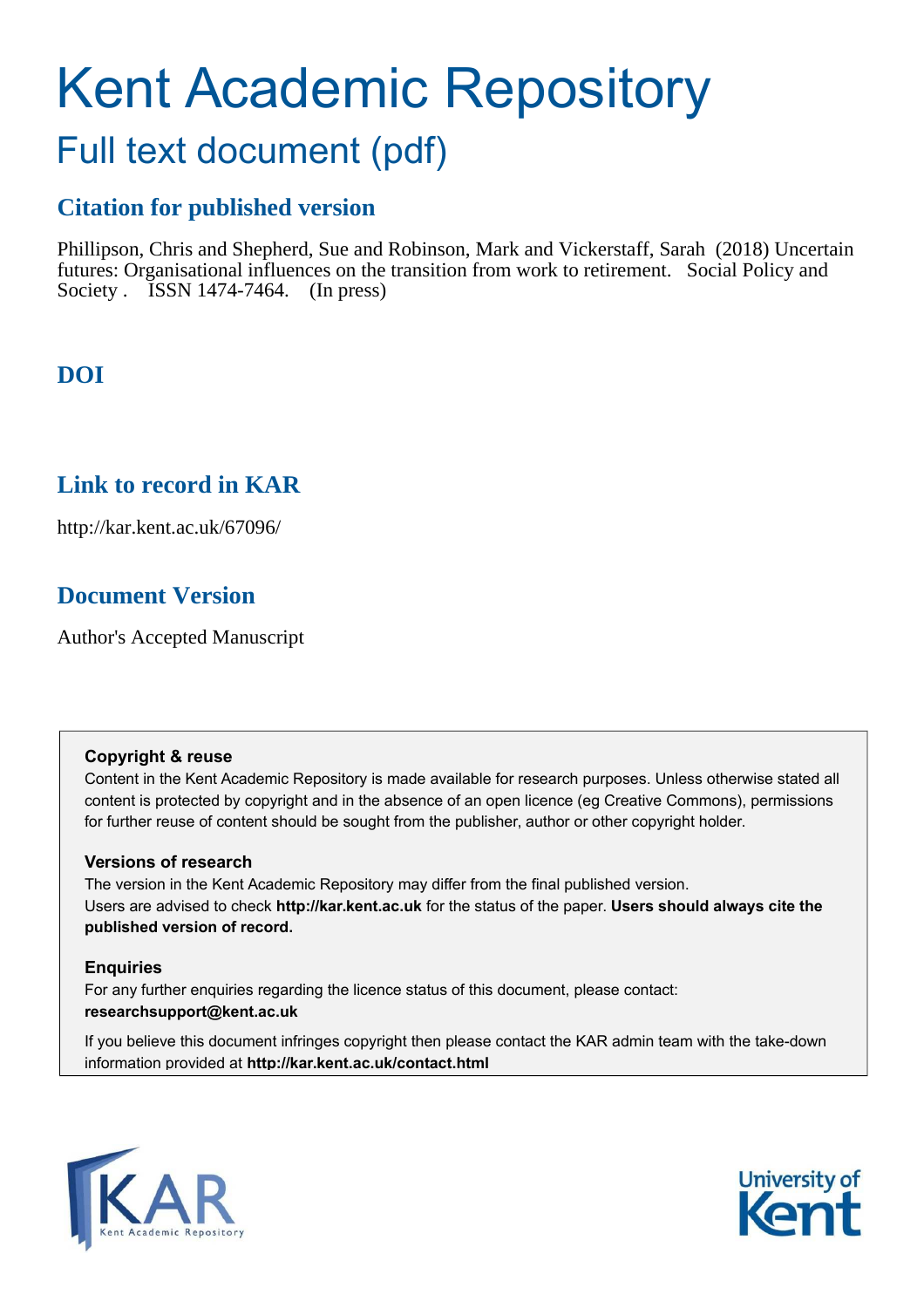# Kent Academic Repository

## Full text document (pdf)

### Citation for published version

Phillipson, Chris and Shepherd, Sue and Robinson, Mark and Vickerstaff, Sarah (2018) Uncertain futures: Organisational influences on the transition from work to retirement. Social Policy and Society . ISSN 1474-7464. (In press)

### DOI

### Link to record in KAR

http://kar.kent.ac.uk/67096/

### Document Version

Author's Accepted Manuscript

**Copyright & reuse**

Content in the Kent Academic Repository is made available for research purposes. Unless otherwise stated all content is protected by copyright and in the absence of an open licence (eg Creative Commons), permissions for further reuse of content should be sought from the publisher, author or other copyright holder.

**Versions of research**

The version in the Kent Academic Repository may differ from the final published version. Users are advised to check **http://kar.kent.ac.uk** for the status of the paper. **Users should always cite the published version of record.**

**Enquiries**

For any further enquiries regarding the licence status of this document, please contact: **researchsupport@kent.ac.uk**

If you believe this document infringes copyright then please contact the KAR admin team with the take-down information provided at **http://kar.kent.ac.uk/contact.html**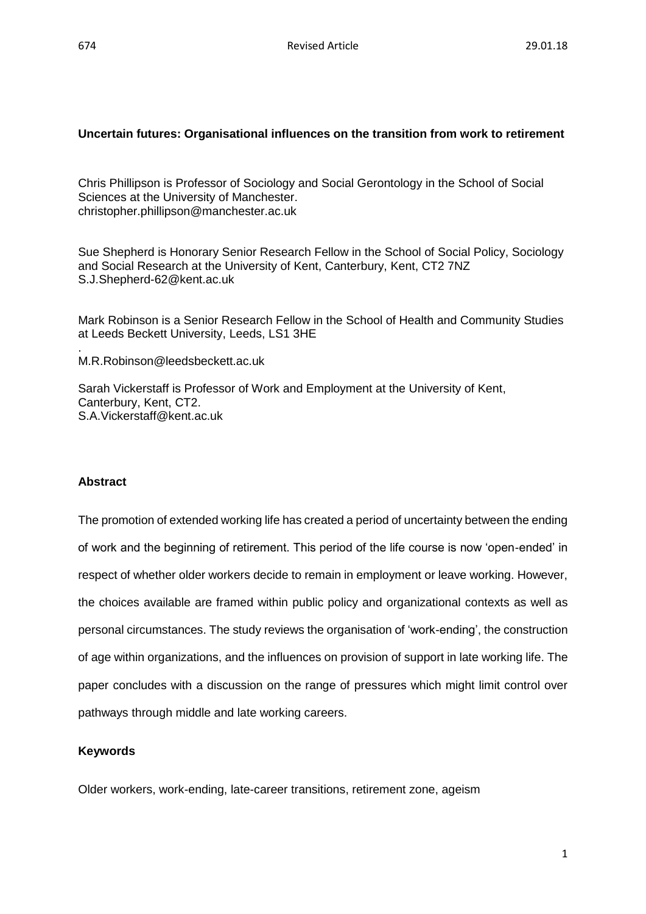**Uncertain futures: Organisational influences on the transition from work to retirement**

Chris Phillipson is Professor of Sociology and Social Gerontology in the School of Social Sciences at the University of Manchester.
christopher.phillipson@manchester.ac.uk

Sue Shepherd is Honorary Senior Research Fellow in the School of Social Policy, Sociology and Social Research at the University of Kent, Canterbury, Kent, CT2 7NZ
S.J.Shepherd-62@kent.ac.uk

Mark Robinson is a Senior Research Fellow in the School of Health and Community Studies at Leeds Beckett University, Leeds, LS1 3HE
.
M.R.Robinson@leedsbeckett.ac.uk

Sarah Vickerstaff is Professor of Work and Employment at the University of Kent, Canterbury, Kent, CT2.
S.A.Vickerstaff@kent.ac.uk

**Abstract**

The promotion of extended working life has created a period of uncertainty between the ending of work and the beginning of retirement. This period of the life course is now 'open-ended' in respect of whether older workers decide to remain in employment or leave working. However, the choices available are framed within public policy and organizational contexts as well as personal circumstances. The study reviews the organisation of 'work-ending', the construction of age within organizations, and the influences on provision of support in late working life. The paper concludes with a discussion on the range of pressures which might limit control over pathways through middle and late working careers.

**Keywords**

Older workers, work-ending, late-career transitions, retirement zone, ageism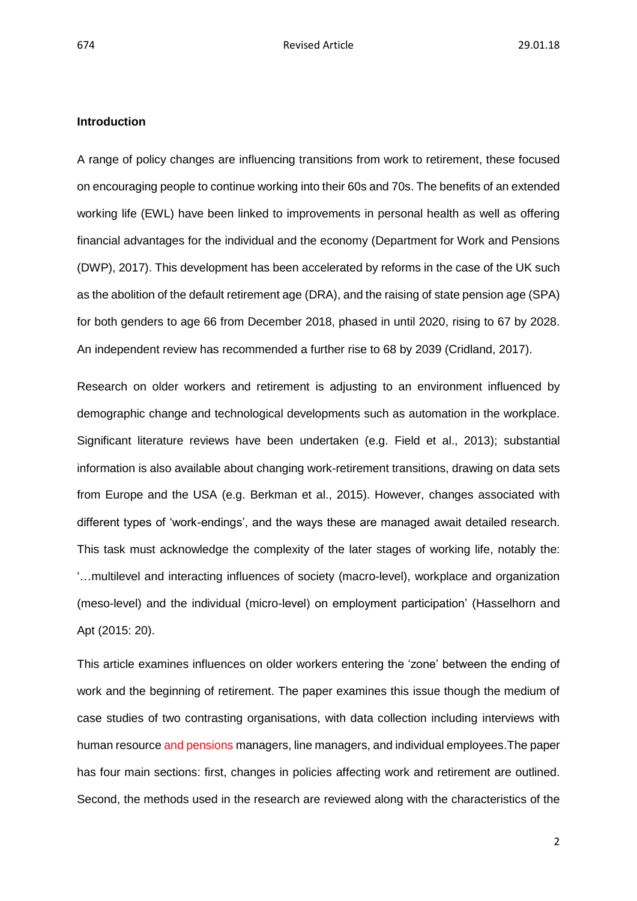**Introduction**

A range of policy changes are influencing transitions from work to retirement, these focused on encouraging people to continue working into their 60s and 70s. The benefits of an extended working life (EWL) have been linked to improvements in personal health as well as offering financial advantages for the individual and the economy (Department for Work and Pensions (DWP), 2017). This development has been accelerated by reforms in the case of the UK such as the abolition of the default retirement age (DRA), and the raising of state pension age (SPA) for both genders to age 66 from December 2018, phased in until 2020, rising to 67 by 2028. An independent review has recommended a further rise to 68 by 2039 (Cridland, 2017).

Research on older workers and retirement is adjusting to an environment influenced by demographic change and technological developments such as automation in the workplace. Significant literature reviews have been undertaken (e.g. Field et al., 2013); substantial information is also available about changing work-retirement transitions, drawing on data sets from Europe and the USA (e.g. Berkman et al., 2015). However, changes associated with different types of 'work-endings', and the ways these are managed await detailed research. This task must acknowledge the complexity of the later stages of working life, notably the: '…multilevel and interacting influences of society (macro-level), workplace and organization (meso-level) and the individual (micro-level) on employment participation' (Hasselhorn and Apt (2015: 20).

This article examines influences on older workers entering the 'zone' between the ending of work and the beginning of retirement. The paper examines this issue though the medium of case studies of two contrasting organisations, with data collection including interviews with human resource and pensions managers, line managers, and individual employees.The paper has four main sections: first, changes in policies affecting work and retirement are outlined. Second, the methods used in the research are reviewed along with the characteristics of the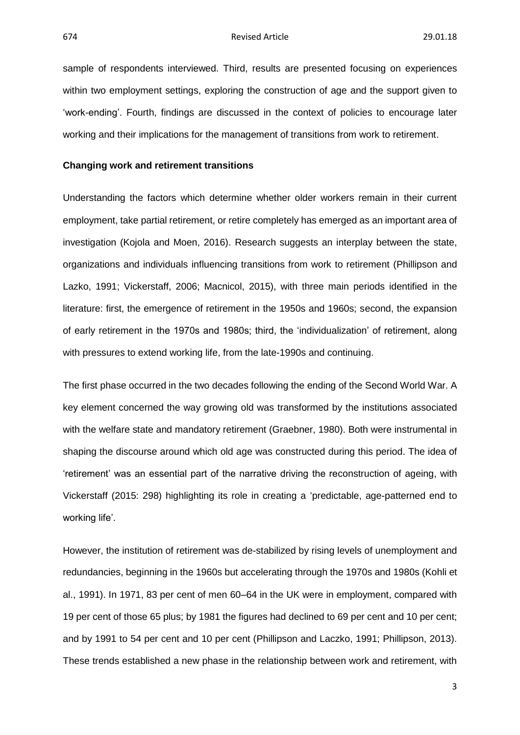sample of respondents interviewed. Third, results are presented focusing on experiences within two employment settings, exploring the construction of age and the support given to 'work-ending'. Fourth, findings are discussed in the context of policies to encourage later working and their implications for the management of transitions from work to retirement.

**Changing work and retirement transitions**

Understanding the factors which determine whether older workers remain in their current employment, take partial retirement, or retire completely has emerged as an important area of investigation (Kojola and Moen, 2016). Research suggests an interplay between the state, organizations and individuals influencing transitions from work to retirement (Phillipson and Lazko, 1991; Vickerstaff, 2006; Macnicol, 2015), with three main periods identified in the literature: first, the emergence of retirement in the 1950s and 1960s; second, the expansion of early retirement in the 1970s and 1980s; third, the 'individualization' of retirement, along with pressures to extend working life, from the late-1990s and continuing.

The first phase occurred in the two decades following the ending of the Second World War. A key element concerned the way growing old was transformed by the institutions associated with the welfare state and mandatory retirement (Graebner, 1980). Both were instrumental in shaping the discourse around which old age was constructed during this period. The idea of 'retirement' was an essential part of the narrative driving the reconstruction of ageing, with Vickerstaff (2015: 298) highlighting its role in creating a 'predictable, age-patterned end to working life'.

However, the institution of retirement was de-stabilized by rising levels of unemployment and redundancies, beginning in the 1960s but accelerating through the 1970s and 1980s (Kohli et al., 1991). In 1971, 83 per cent of men 60–64 in the UK were in employment, compared with 19 per cent of those 65 plus; by 1981 the figures had declined to 69 per cent and 10 per cent; and by 1991 to 54 per cent and 10 per cent (Phillipson and Laczko, 1991; Phillipson, 2013). These trends established a new phase in the relationship between work and retirement, with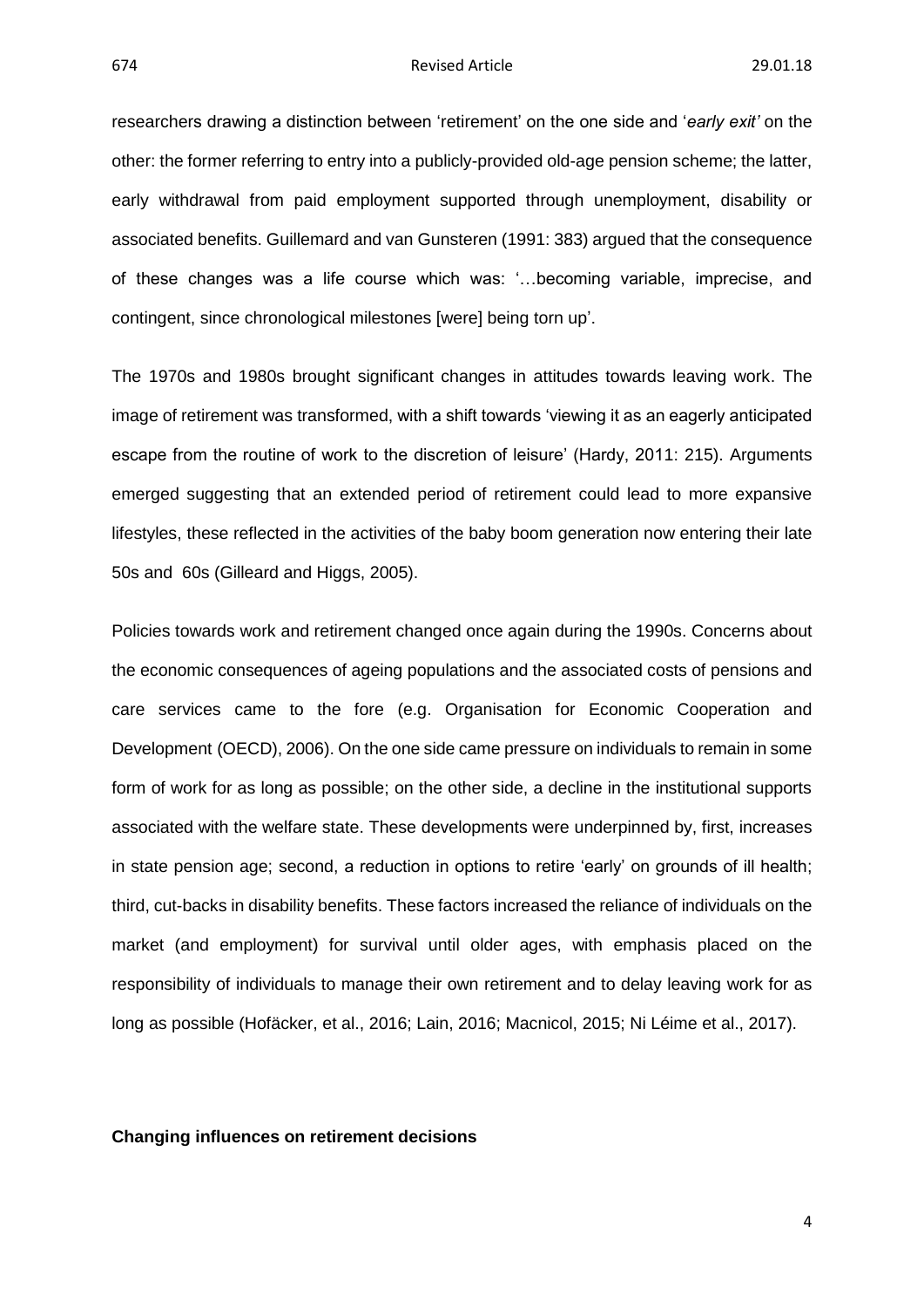researchers drawing a distinction between 'retirement' on the one side and '*early exit'* on the other: the former referring to entry into a publicly-provided old-age pension scheme; the latter, early withdrawal from paid employment supported through unemployment, disability or associated benefits. Guillemard and van Gunsteren (1991: 383) argued that the consequence of these changes was a life course which was: '…becoming variable, imprecise, and contingent, since chronological milestones [were] being torn up'.

The 1970s and 1980s brought significant changes in attitudes towards leaving work. The image of retirement was transformed, with a shift towards 'viewing it as an eagerly anticipated escape from the routine of work to the discretion of leisure' (Hardy, 2011: 215). Arguments emerged suggesting that an extended period of retirement could lead to more expansive lifestyles, these reflected in the activities of the baby boom generation now entering their late 50s and 60s (Gilleard and Higgs, 2005).

Policies towards work and retirement changed once again during the 1990s. Concerns about the economic consequences of ageing populations and the associated costs of pensions and care services came to the fore (e.g. Organisation for Economic Cooperation and Development (OECD), 2006). On the one side came pressure on individuals to remain in some form of work for as long as possible; on the other side, a decline in the institutional supports associated with the welfare state. These developments were underpinned by, first, increases in state pension age; second, a reduction in options to retire 'early' on grounds of ill health; third, cut-backs in disability benefits. These factors increased the reliance of individuals on the market (and employment) for survival until older ages, with emphasis placed on the responsibility of individuals to manage their own retirement and to delay leaving work for as long as possible (Hofäcker, et al., 2016; Lain, 2016; Macnicol, 2015; Ni Léime et al., 2017).

**Changing influences on retirement decisions**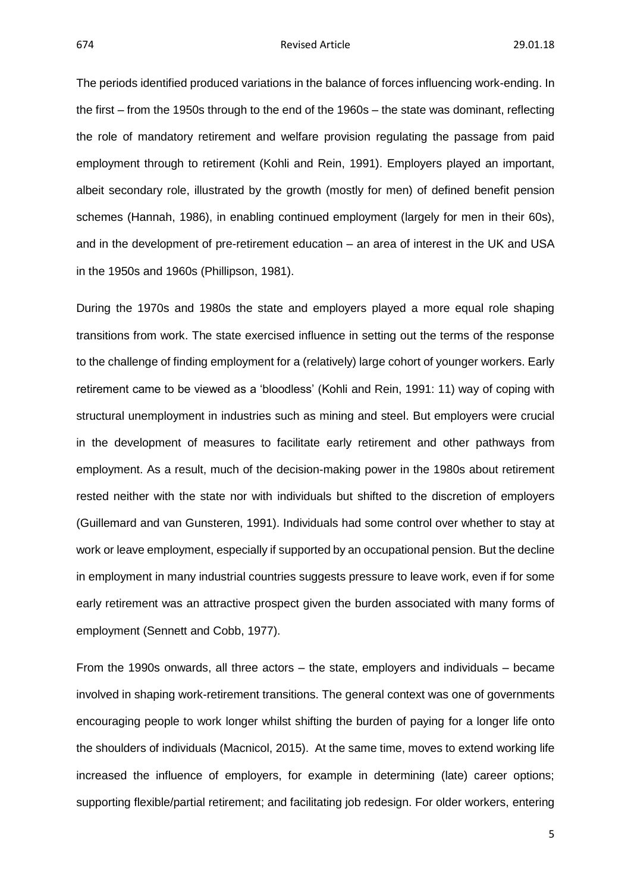The periods identified produced variations in the balance of forces influencing work-ending. In the first – from the 1950s through to the end of the 1960s – the state was dominant, reflecting the role of mandatory retirement and welfare provision regulating the passage from paid employment through to retirement (Kohli and Rein, 1991). Employers played an important, albeit secondary role, illustrated by the growth (mostly for men) of defined benefit pension schemes (Hannah, 1986), in enabling continued employment (largely for men in their 60s), and in the development of pre-retirement education – an area of interest in the UK and USA in the 1950s and 1960s (Phillipson, 1981).

During the 1970s and 1980s the state and employers played a more equal role shaping transitions from work. The state exercised influence in setting out the terms of the response to the challenge of finding employment for a (relatively) large cohort of younger workers. Early retirement came to be viewed as a 'bloodless' (Kohli and Rein, 1991: 11) way of coping with structural unemployment in industries such as mining and steel. But employers were crucial in the development of measures to facilitate early retirement and other pathways from employment. As a result, much of the decision-making power in the 1980s about retirement rested neither with the state nor with individuals but shifted to the discretion of employers (Guillemard and van Gunsteren, 1991). Individuals had some control over whether to stay at work or leave employment, especially if supported by an occupational pension. But the decline in employment in many industrial countries suggests pressure to leave work, even if for some early retirement was an attractive prospect given the burden associated with many forms of employment (Sennett and Cobb, 1977).

From the 1990s onwards, all three actors – the state, employers and individuals – became involved in shaping work-retirement transitions. The general context was one of governments encouraging people to work longer whilst shifting the burden of paying for a longer life onto the shoulders of individuals (Macnicol, 2015). At the same time, moves to extend working life increased the influence of employers, for example in determining (late) career options; supporting flexible/partial retirement; and facilitating job redesign. For older workers, entering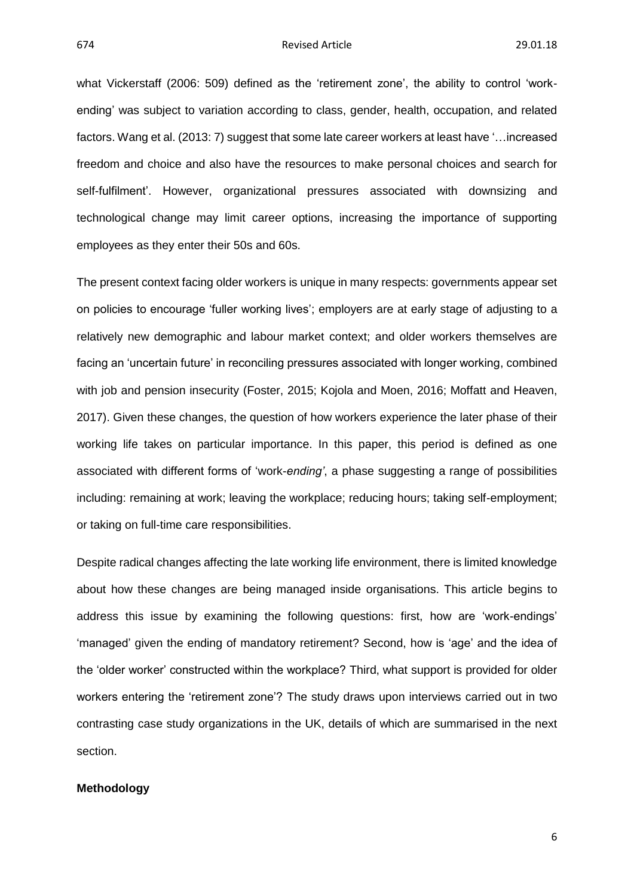what Vickerstaff (2006: 509) defined as the 'retirement zone', the ability to control 'work-ending' was subject to variation according to class, gender, health, occupation, and related factors. Wang et al. (2013: 7) suggest that some late career workers at least have '…increased freedom and choice and also have the resources to make personal choices and search for self-fulfilment'. However, organizational pressures associated with downsizing and technological change may limit career options, increasing the importance of supporting employees as they enter their 50s and 60s.

The present context facing older workers is unique in many respects: governments appear set on policies to encourage 'fuller working lives'; employers are at early stage of adjusting to a relatively new demographic and labour market context; and older workers themselves are facing an 'uncertain future' in reconciling pressures associated with longer working, combined with job and pension insecurity (Foster, 2015; Kojola and Moen, 2016; Moffatt and Heaven, 2017). Given these changes, the question of how workers experience the later phase of their working life takes on particular importance. In this paper, this period is defined as one associated with different forms of 'work-*ending'*, a phase suggesting a range of possibilities including: remaining at work; leaving the workplace; reducing hours; taking self-employment; or taking on full-time care responsibilities.

Despite radical changes affecting the late working life environment, there is limited knowledge about how these changes are being managed inside organisations. This article begins to address this issue by examining the following questions: first, how are 'work-endings' 'managed' given the ending of mandatory retirement? Second, how is 'age' and the idea of the 'older worker' constructed within the workplace? Third, what support is provided for older workers entering the 'retirement zone'? The study draws upon interviews carried out in two contrasting case study organizations in the UK, details of which are summarised in the next section.

## Methodology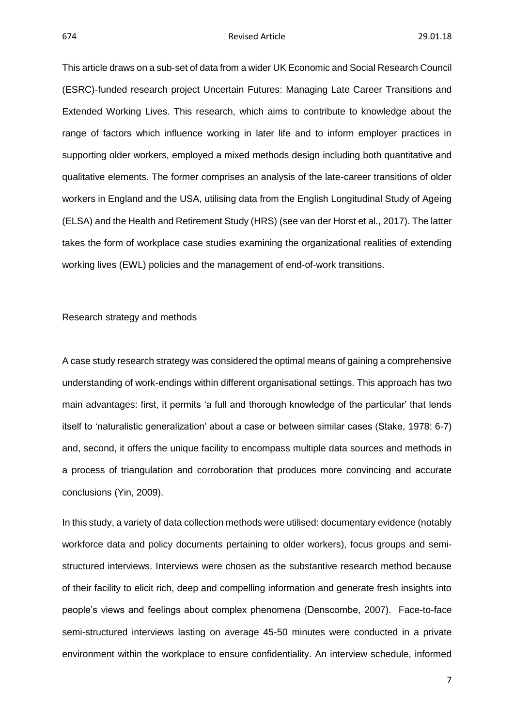This article draws on a sub-set of data from a wider UK Economic and Social Research Council (ESRC)-funded research project Uncertain Futures: Managing Late Career Transitions and Extended Working Lives. This research, which aims to contribute to knowledge about the range of factors which influence working in later life and to inform employer practices in supporting older workers, employed a mixed methods design including both quantitative and qualitative elements. The former comprises an analysis of the late-career transitions of older workers in England and the USA, utilising data from the English Longitudinal Study of Ageing (ELSA) and the Health and Retirement Study (HRS) (see van der Horst et al., 2017). The latter takes the form of workplace case studies examining the organizational realities of extending working lives (EWL) policies and the management of end-of-work transitions.

## Research strategy and methods

A case study research strategy was considered the optimal means of gaining a comprehensive understanding of work-endings within different organisational settings. This approach has two main advantages: first, it permits 'a full and thorough knowledge of the particular' that lends itself to 'naturalistic generalization' about a case or between similar cases (Stake, 1978: 6-7) and, second, it offers the unique facility to encompass multiple data sources and methods in a process of triangulation and corroboration that produces more convincing and accurate conclusions (Yin, 2009).

In this study, a variety of data collection methods were utilised: documentary evidence (notably workforce data and policy documents pertaining to older workers), focus groups and semi-structured interviews. Interviews were chosen as the substantive research method because of their facility to elicit rich, deep and compelling information and generate fresh insights into people's views and feelings about complex phenomena (Denscombe, 2007). Face-to-face semi-structured interviews lasting on average 45-50 minutes were conducted in a private environment within the workplace to ensure confidentiality. An interview schedule, informed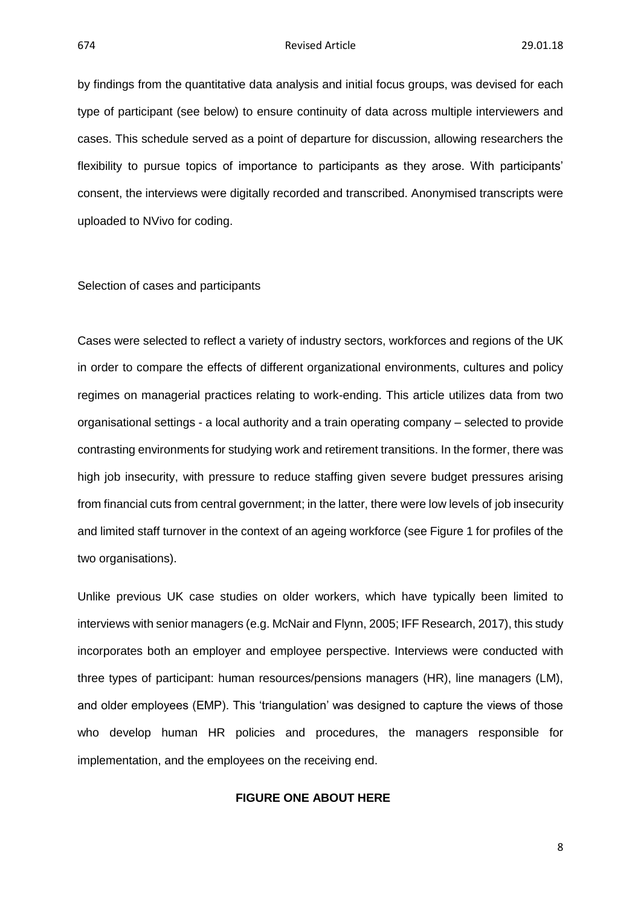by findings from the quantitative data analysis and initial focus groups, was devised for each type of participant (see below) to ensure continuity of data across multiple interviewers and cases. This schedule served as a point of departure for discussion, allowing researchers the flexibility to pursue topics of importance to participants as they arose. With participants' consent, the interviews were digitally recorded and transcribed. Anonymised transcripts were uploaded to NVivo for coding.

## Selection of cases and participants

Cases were selected to reflect a variety of industry sectors, workforces and regions of the UK in order to compare the effects of different organizational environments, cultures and policy regimes on managerial practices relating to work-ending. This article utilizes data from two organisational settings - a local authority and a train operating company – selected to provide contrasting environments for studying work and retirement transitions. In the former, there was high job insecurity, with pressure to reduce staffing given severe budget pressures arising from financial cuts from central government; in the latter, there were low levels of job insecurity and limited staff turnover in the context of an ageing workforce (see Figure 1 for profiles of the two organisations).

Unlike previous UK case studies on older workers, which have typically been limited to interviews with senior managers (e.g. McNair and Flynn, 2005; IFF Research, 2017), this study incorporates both an employer and employee perspective. Interviews were conducted with three types of participant: human resources/pensions managers (HR), line managers (LM), and older employees (EMP). This 'triangulation' was designed to capture the views of those who develop human HR policies and procedures, the managers responsible for implementation, and the employees on the receiving end.

**FIGURE ONE ABOUT HERE**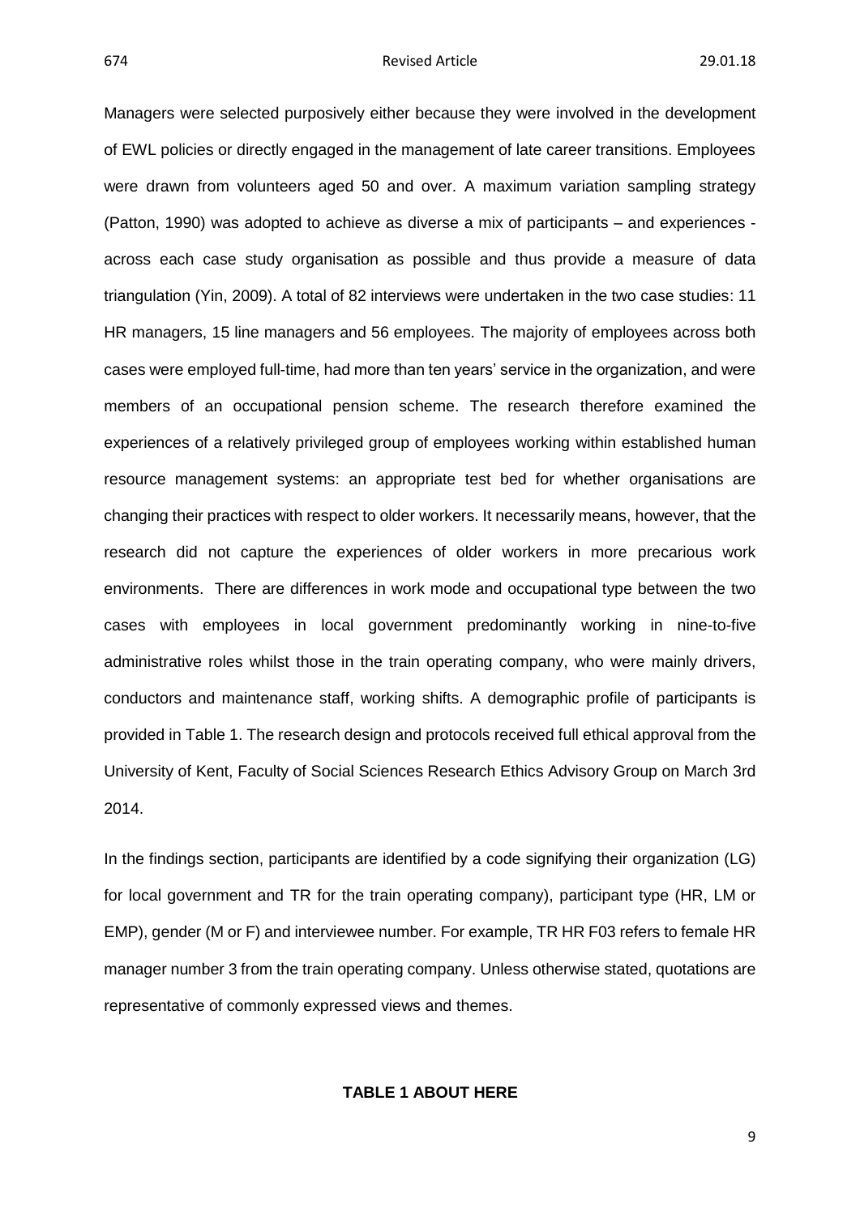Managers were selected purposively either because they were involved in the development of EWL policies or directly engaged in the management of late career transitions. Employees were drawn from volunteers aged 50 and over. A maximum variation sampling strategy (Patton, 1990) was adopted to achieve as diverse a mix of participants – and experiences - across each case study organisation as possible and thus provide a measure of data triangulation (Yin, 2009). A total of 82 interviews were undertaken in the two case studies: 11 HR managers, 15 line managers and 56 employees. The majority of employees across both cases were employed full-time, had more than ten years' service in the organization, and were members of an occupational pension scheme. The research therefore examined the experiences of a relatively privileged group of employees working within established human resource management systems: an appropriate test bed for whether organisations are changing their practices with respect to older workers. It necessarily means, however, that the research did not capture the experiences of older workers in more precarious work environments. There are differences in work mode and occupational type between the two cases with employees in local government predominantly working in nine-to-five administrative roles whilst those in the train operating company, who were mainly drivers, conductors and maintenance staff, working shifts. A demographic profile of participants is provided in Table 1. The research design and protocols received full ethical approval from the University of Kent, Faculty of Social Sciences Research Ethics Advisory Group on March 3rd 2014.

In the findings section, participants are identified by a code signifying their organization (LG) for local government and TR for the train operating company), participant type (HR, LM or EMP), gender (M or F) and interviewee number. For example, TR HR F03 refers to female HR manager number 3 from the train operating company. Unless otherwise stated, quotations are representative of commonly expressed views and themes.

**TABLE 1 ABOUT HERE**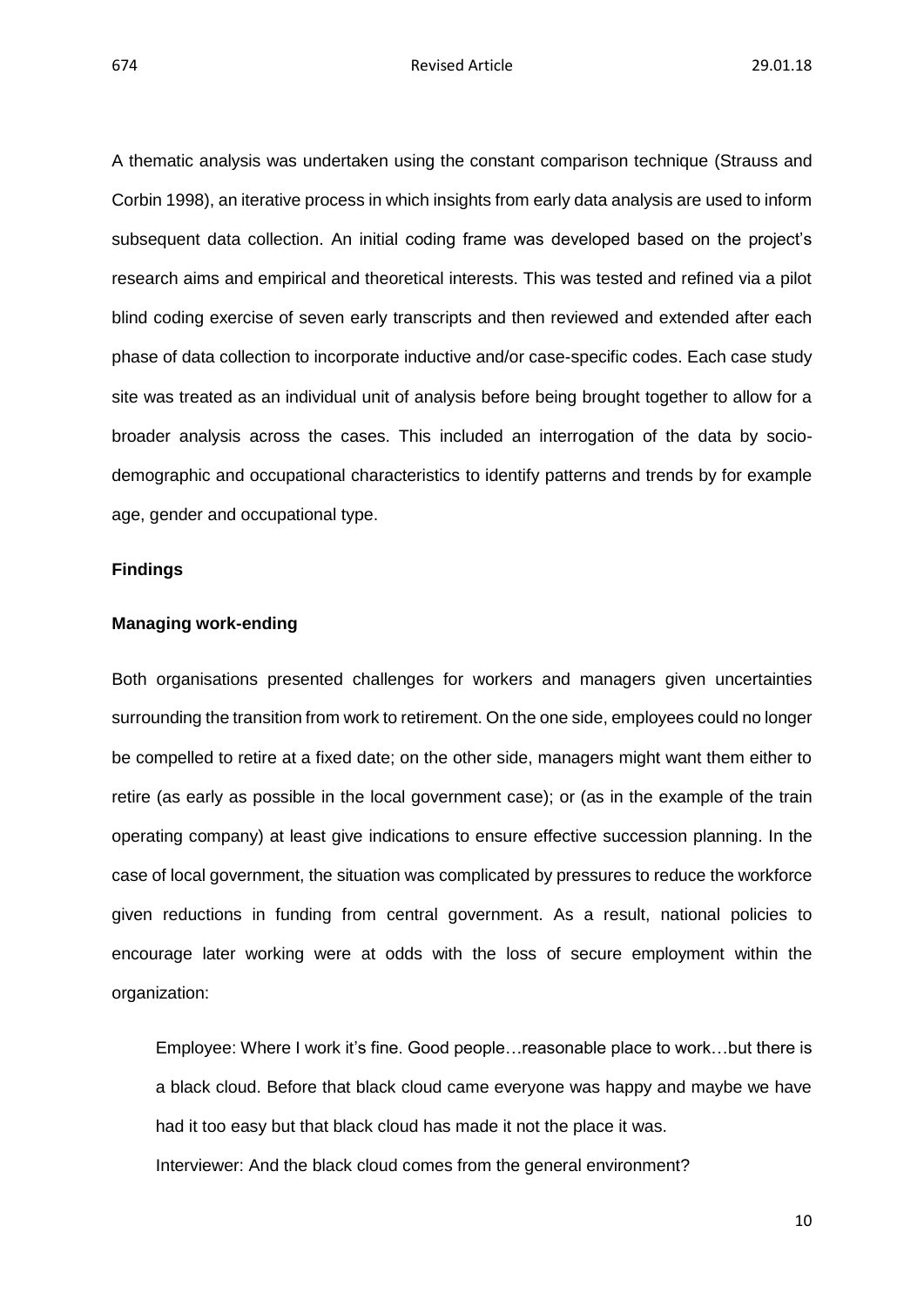A thematic analysis was undertaken using the constant comparison technique (Strauss and Corbin 1998), an iterative process in which insights from early data analysis are used to inform subsequent data collection. An initial coding frame was developed based on the project's research aims and empirical and theoretical interests. This was tested and refined via a pilot blind coding exercise of seven early transcripts and then reviewed and extended after each phase of data collection to incorporate inductive and/or case-specific codes. Each case study site was treated as an individual unit of analysis before being brought together to allow for a broader analysis across the cases. This included an interrogation of the data by socio-demographic and occupational characteristics to identify patterns and trends by for example age, gender and occupational type.

## Findings

### Managing work-ending

Both organisations presented challenges for workers and managers given uncertainties surrounding the transition from work to retirement. On the one side, employees could no longer be compelled to retire at a fixed date; on the other side, managers might want them either to retire (as early as possible in the local government case); or (as in the example of the train operating company) at least give indications to ensure effective succession planning. In the case of local government, the situation was complicated by pressures to reduce the workforce given reductions in funding from central government. As a result, national policies to encourage later working were at odds with the loss of secure employment within the organization:

> Employee: Where I work it's fine. Good people…reasonable place to work…but there is a black cloud. Before that black cloud came everyone was happy and maybe we have had it too easy but that black cloud has made it not the place it was.
>
> Interviewer: And the black cloud comes from the general environment?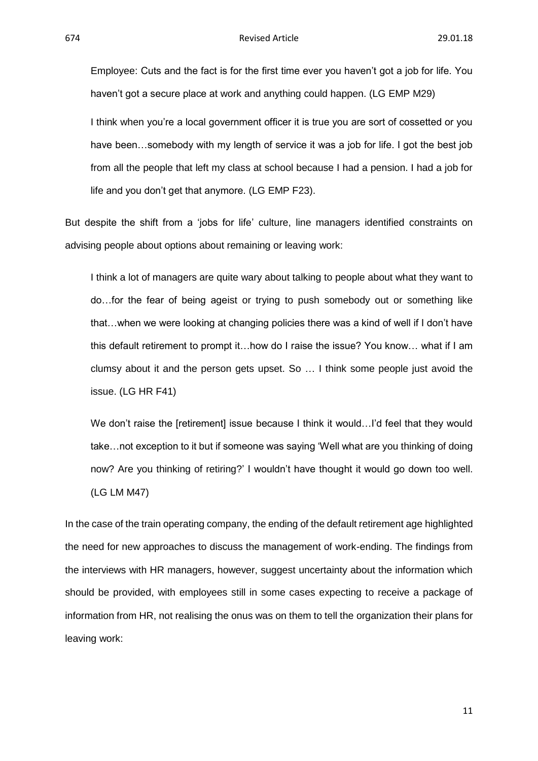> Employee: Cuts and the fact is for the first time ever you haven't got a job for life. You haven't got a secure place at work and anything could happen. (LG EMP M29)

> I think when you're a local government officer it is true you are sort of cossetted or you have been…somebody with my length of service it was a job for life. I got the best job from all the people that left my class at school because I had a pension. I had a job for life and you don't get that anymore. (LG EMP F23).

But despite the shift from a 'jobs for life' culture, line managers identified constraints on advising people about options about remaining or leaving work:

> I think a lot of managers are quite wary about talking to people about what they want to do…for the fear of being ageist or trying to push somebody out or something like that…when we were looking at changing policies there was a kind of well if I don't have this default retirement to prompt it…how do I raise the issue? You know… what if I am clumsy about it and the person gets upset. So … I think some people just avoid the issue. (LG HR F41)

> We don't raise the [retirement] issue because I think it would…I'd feel that they would take…not exception to it but if someone was saying 'Well what are you thinking of doing now? Are you thinking of retiring?' I wouldn't have thought it would go down too well. (LG LM M47)

In the case of the train operating company, the ending of the default retirement age highlighted the need for new approaches to discuss the management of work-ending. The findings from the interviews with HR managers, however, suggest uncertainty about the information which should be provided, with employees still in some cases expecting to receive a package of information from HR, not realising the onus was on them to tell the organization their plans for leaving work: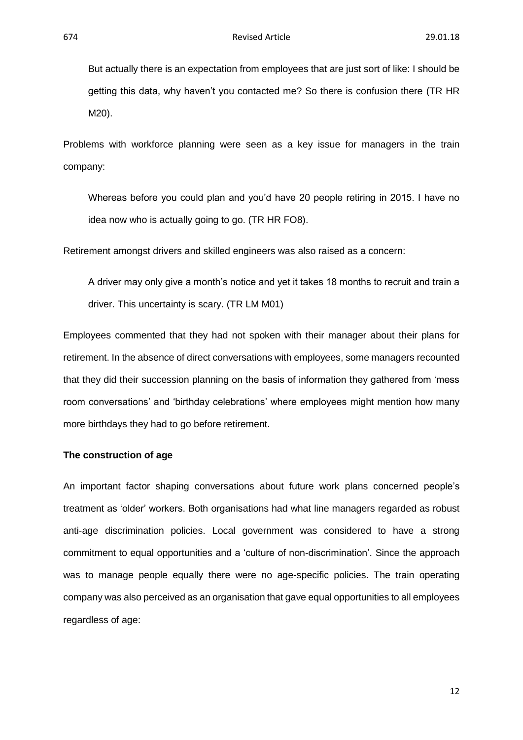> But actually there is an expectation from employees that are just sort of like: I should be getting this data, why haven't you contacted me? So there is confusion there (TR HR M20).

Problems with workforce planning were seen as a key issue for managers in the train company:

> Whereas before you could plan and you'd have 20 people retiring in 2015. I have no idea now who is actually going to go. (TR HR FO8).

Retirement amongst drivers and skilled engineers was also raised as a concern:

> A driver may only give a month's notice and yet it takes 18 months to recruit and train a driver. This uncertainty is scary. (TR LM M01)

Employees commented that they had not spoken with their manager about their plans for retirement. In the absence of direct conversations with employees, some managers recounted that they did their succession planning on the basis of information they gathered from 'mess room conversations' and 'birthday celebrations' where employees might mention how many more birthdays they had to go before retirement.

**The construction of age**

An important factor shaping conversations about future work plans concerned people's treatment as 'older' workers. Both organisations had what line managers regarded as robust anti-age discrimination policies. Local government was considered to have a strong commitment to equal opportunities and a 'culture of non-discrimination'. Since the approach was to manage people equally there were no age-specific policies. The train operating company was also perceived as an organisation that gave equal opportunities to all employees regardless of age: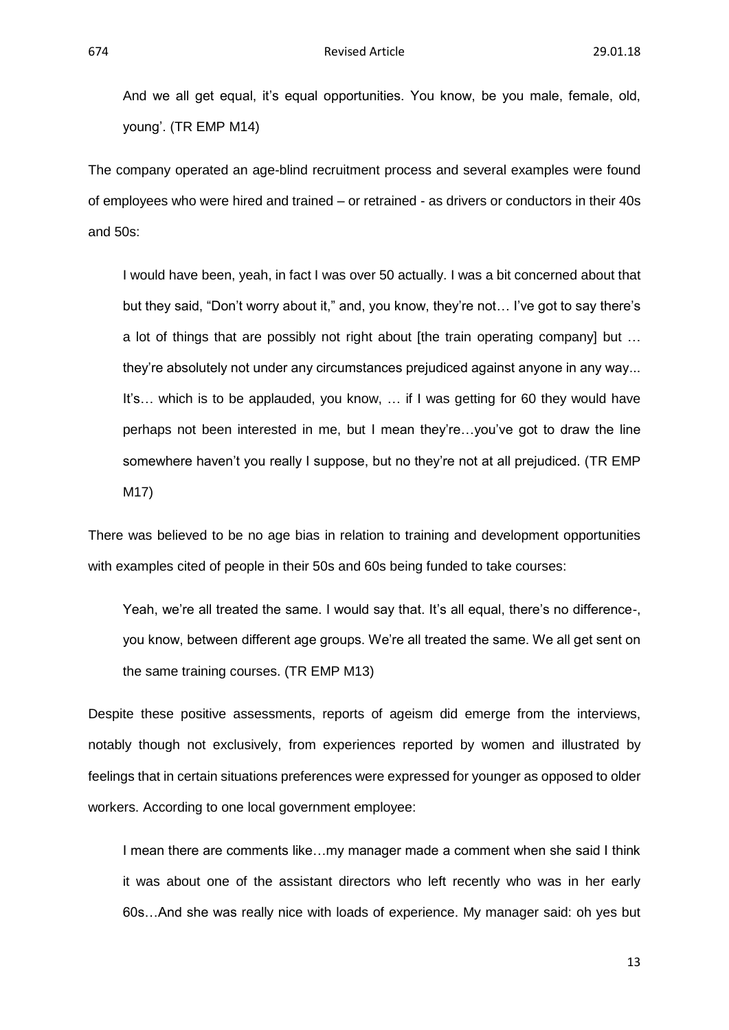> And we all get equal, it's equal opportunities. You know, be you male, female, old, young'. (TR EMP M14)

The company operated an age-blind recruitment process and several examples were found of employees who were hired and trained – or retrained - as drivers or conductors in their 40s and 50s:

> I would have been, yeah, in fact I was over 50 actually. I was a bit concerned about that but they said, "Don't worry about it," and, you know, they're not… I've got to say there's a lot of things that are possibly not right about [the train operating company] but … they're absolutely not under any circumstances prejudiced against anyone in any way... It's… which is to be applauded, you know, … if I was getting for 60 they would have perhaps not been interested in me, but I mean they're…you've got to draw the line somewhere haven't you really I suppose, but no they're not at all prejudiced. (TR EMP M17)

There was believed to be no age bias in relation to training and development opportunities with examples cited of people in their 50s and 60s being funded to take courses:

> Yeah, we're all treated the same. I would say that. It's all equal, there's no difference-, you know, between different age groups. We're all treated the same. We all get sent on the same training courses. (TR EMP M13)

Despite these positive assessments, reports of ageism did emerge from the interviews, notably though not exclusively, from experiences reported by women and illustrated by feelings that in certain situations preferences were expressed for younger as opposed to older workers. According to one local government employee:

> I mean there are comments like…my manager made a comment when she said I think it was about one of the assistant directors who left recently who was in her early 60s…And she was really nice with loads of experience. My manager said: oh yes but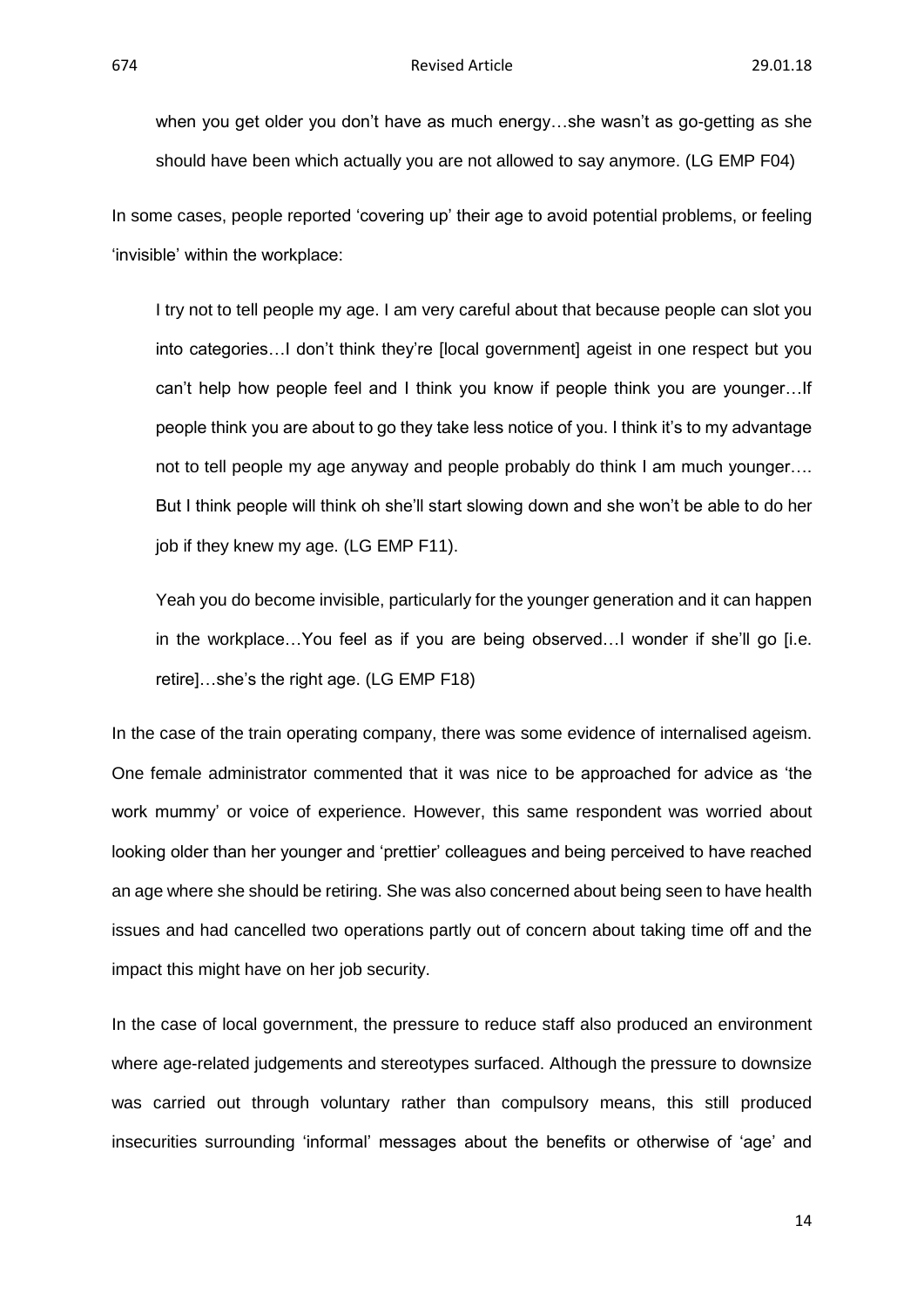> when you get older you don't have as much energy…she wasn't as go-getting as she should have been which actually you are not allowed to say anymore. (LG EMP F04)

In some cases, people reported 'covering up' their age to avoid potential problems, or feeling 'invisible' within the workplace:

> I try not to tell people my age. I am very careful about that because people can slot you into categories…I don't think they're [local government] ageist in one respect but you can't help how people feel and I think you know if people think you are younger…If people think you are about to go they take less notice of you. I think it's to my advantage not to tell people my age anyway and people probably do think I am much younger…. But I think people will think oh she'll start slowing down and she won't be able to do her job if they knew my age. (LG EMP F11).

> Yeah you do become invisible, particularly for the younger generation and it can happen in the workplace…You feel as if you are being observed…I wonder if she'll go [i.e. retire]…she's the right age. (LG EMP F18)

In the case of the train operating company, there was some evidence of internalised ageism. One female administrator commented that it was nice to be approached for advice as 'the work mummy' or voice of experience. However, this same respondent was worried about looking older than her younger and 'prettier' colleagues and being perceived to have reached an age where she should be retiring. She was also concerned about being seen to have health issues and had cancelled two operations partly out of concern about taking time off and the impact this might have on her job security.

In the case of local government, the pressure to reduce staff also produced an environment where age-related judgements and stereotypes surfaced. Although the pressure to downsize was carried out through voluntary rather than compulsory means, this still produced insecurities surrounding 'informal' messages about the benefits or otherwise of 'age' and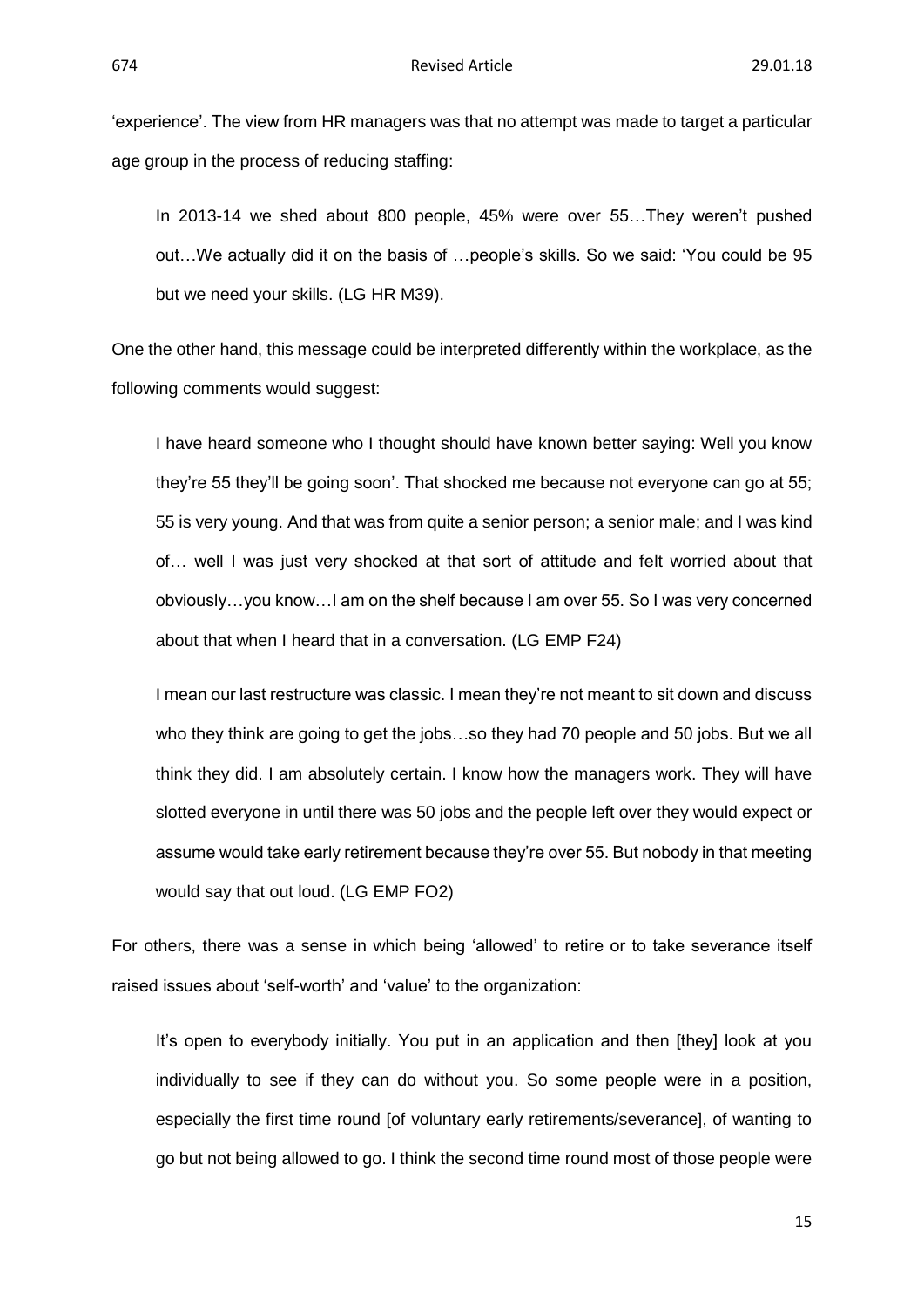'experience'. The view from HR managers was that no attempt was made to target a particular age group in the process of reducing staffing:

> In 2013-14 we shed about 800 people, 45% were over 55…They weren't pushed out…We actually did it on the basis of …people's skills. So we said: 'You could be 95 but we need your skills. (LG HR M39).

One the other hand, this message could be interpreted differently within the workplace, as the following comments would suggest:

> I have heard someone who I thought should have known better saying: Well you know they're 55 they'll be going soon'. That shocked me because not everyone can go at 55; 55 is very young. And that was from quite a senior person; a senior male; and I was kind of… well I was just very shocked at that sort of attitude and felt worried about that obviously…you know…I am on the shelf because I am over 55. So I was very concerned about that when I heard that in a conversation. (LG EMP F24)

> I mean our last restructure was classic. I mean they're not meant to sit down and discuss who they think are going to get the jobs…so they had 70 people and 50 jobs. But we all think they did. I am absolutely certain. I know how the managers work. They will have slotted everyone in until there was 50 jobs and the people left over they would expect or assume would take early retirement because they're over 55. But nobody in that meeting would say that out loud. (LG EMP FO2)

For others, there was a sense in which being 'allowed' to retire or to take severance itself raised issues about 'self-worth' and 'value' to the organization:

> It's open to everybody initially. You put in an application and then [they] look at you individually to see if they can do without you. So some people were in a position, especially the first time round [of voluntary early retirements/severance], of wanting to go but not being allowed to go. I think the second time round most of those people were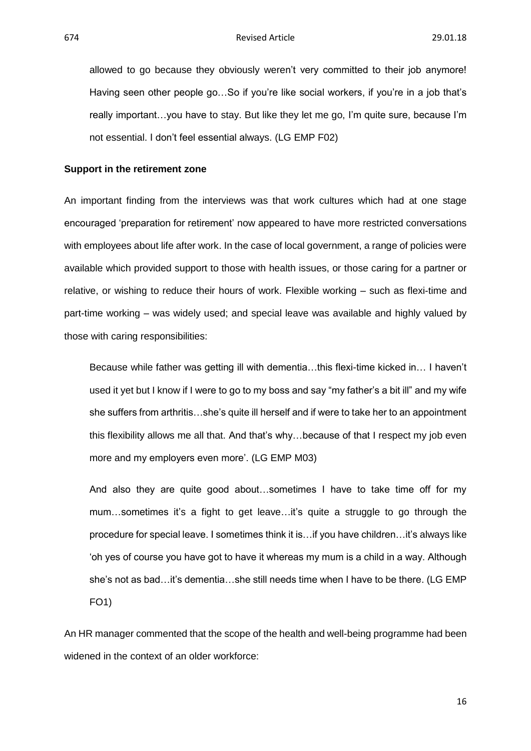allowed to go because they obviously weren't very committed to their job anymore! Having seen other people go…So if you're like social workers, if you're in a job that's really important…you have to stay. But like they let me go, I'm quite sure, because I'm not essential. I don't feel essential always. (LG EMP F02)

**Support in the retirement zone**

An important finding from the interviews was that work cultures which had at one stage encouraged 'preparation for retirement' now appeared to have more restricted conversations with employees about life after work. In the case of local government, a range of policies were available which provided support to those with health issues, or those caring for a partner or relative, or wishing to reduce their hours of work. Flexible working – such as flexi-time and part-time working – was widely used; and special leave was available and highly valued by those with caring responsibilities:

> Because while father was getting ill with dementia…this flexi-time kicked in… I haven't used it yet but I know if I were to go to my boss and say "my father's a bit ill" and my wife she suffers from arthritis…she's quite ill herself and if were to take her to an appointment this flexibility allows me all that. And that's why…because of that I respect my job even more and my employers even more'. (LG EMP M03)

> And also they are quite good about…sometimes I have to take time off for my mum…sometimes it's a fight to get leave…it's quite a struggle to go through the procedure for special leave. I sometimes think it is…if you have children…it's always like 'oh yes of course you have got to have it whereas my mum is a child in a way. Although she's not as bad…it's dementia…she still needs time when I have to be there. (LG EMP FO1)

An HR manager commented that the scope of the health and well-being programme had been widened in the context of an older workforce: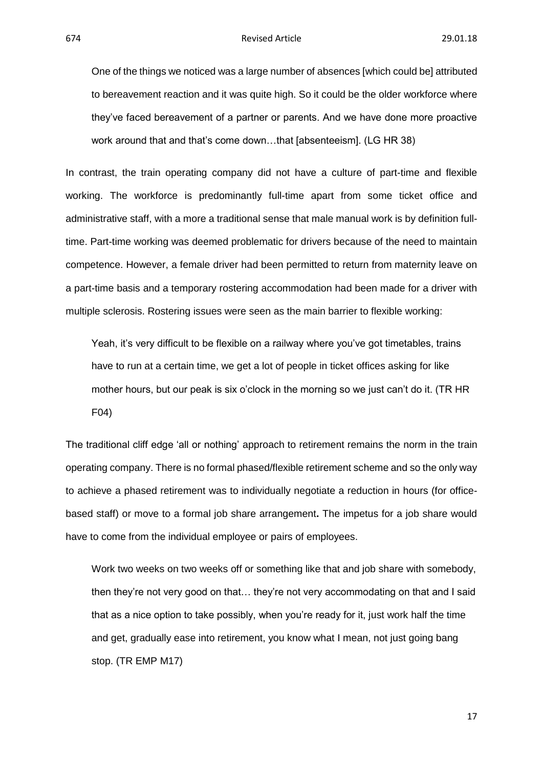> One of the things we noticed was a large number of absences [which could be] attributed to bereavement reaction and it was quite high. So it could be the older workforce where they've faced bereavement of a partner or parents. And we have done more proactive work around that and that's come down…that [absenteeism]. (LG HR 38)

In contrast, the train operating company did not have a culture of part-time and flexible working. The workforce is predominantly full-time apart from some ticket office and administrative staff, with a more a traditional sense that male manual work is by definition full-time. Part-time working was deemed problematic for drivers because of the need to maintain competence. However, a female driver had been permitted to return from maternity leave on a part-time basis and a temporary rostering accommodation had been made for a driver with multiple sclerosis. Rostering issues were seen as the main barrier to flexible working:

> Yeah, it's very difficult to be flexible on a railway where you've got timetables, trains have to run at a certain time, we get a lot of people in ticket offices asking for like mother hours, but our peak is six o'clock in the morning so we just can't do it. (TR HR F04)

The traditional cliff edge 'all or nothing' approach to retirement remains the norm in the train operating company. There is no formal phased/flexible retirement scheme and so the only way to achieve a phased retirement was to individually negotiate a reduction in hours (for office-based staff) or move to a formal job share arrangement**.** The impetus for a job share would have to come from the individual employee or pairs of employees.

> Work two weeks on two weeks off or something like that and job share with somebody, then they're not very good on that… they're not very accommodating on that and I said that as a nice option to take possibly, when you're ready for it, just work half the time and get, gradually ease into retirement, you know what I mean, not just going bang stop. (TR EMP M17)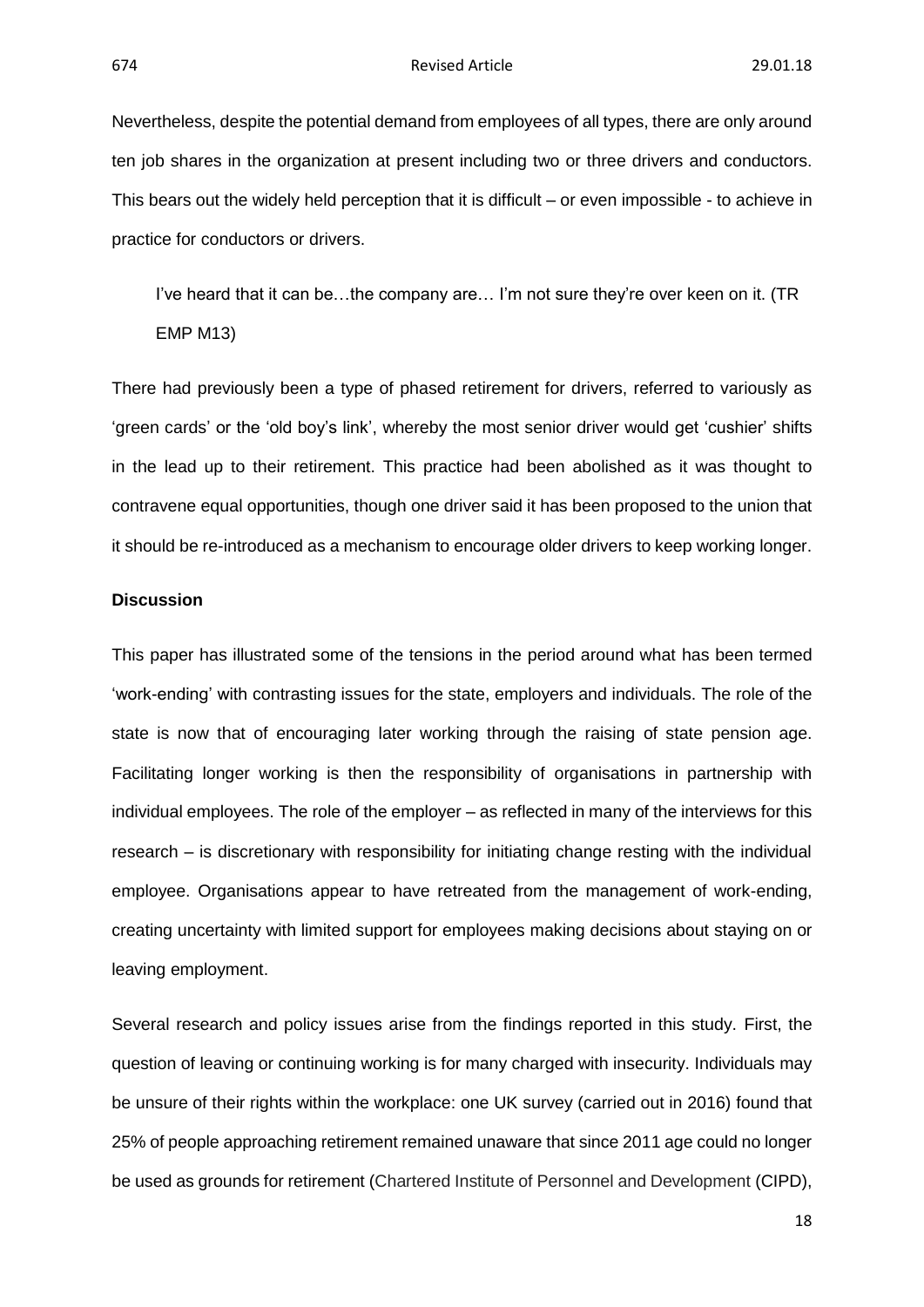Nevertheless, despite the potential demand from employees of all types, there are only around ten job shares in the organization at present including two or three drivers and conductors. This bears out the widely held perception that it is difficult – or even impossible - to achieve in practice for conductors or drivers.

> I've heard that it can be…the company are… I'm not sure they're over keen on it. (TR EMP M13)

There had previously been a type of phased retirement for drivers, referred to variously as 'green cards' or the 'old boy's link', whereby the most senior driver would get 'cushier' shifts in the lead up to their retirement. This practice had been abolished as it was thought to contravene equal opportunities, though one driver said it has been proposed to the union that it should be re-introduced as a mechanism to encourage older drivers to keep working longer.

**Discussion**

This paper has illustrated some of the tensions in the period around what has been termed 'work-ending' with contrasting issues for the state, employers and individuals. The role of the state is now that of encouraging later working through the raising of state pension age. Facilitating longer working is then the responsibility of organisations in partnership with individual employees. The role of the employer – as reflected in many of the interviews for this research – is discretionary with responsibility for initiating change resting with the individual employee. Organisations appear to have retreated from the management of work-ending, creating uncertainty with limited support for employees making decisions about staying on or leaving employment.

Several research and policy issues arise from the findings reported in this study. First, the question of leaving or continuing working is for many charged with insecurity. Individuals may be unsure of their rights within the workplace: one UK survey (carried out in 2016) found that 25% of people approaching retirement remained unaware that since 2011 age could no longer be used as grounds for retirement (Chartered Institute of Personnel and Development (CIPD),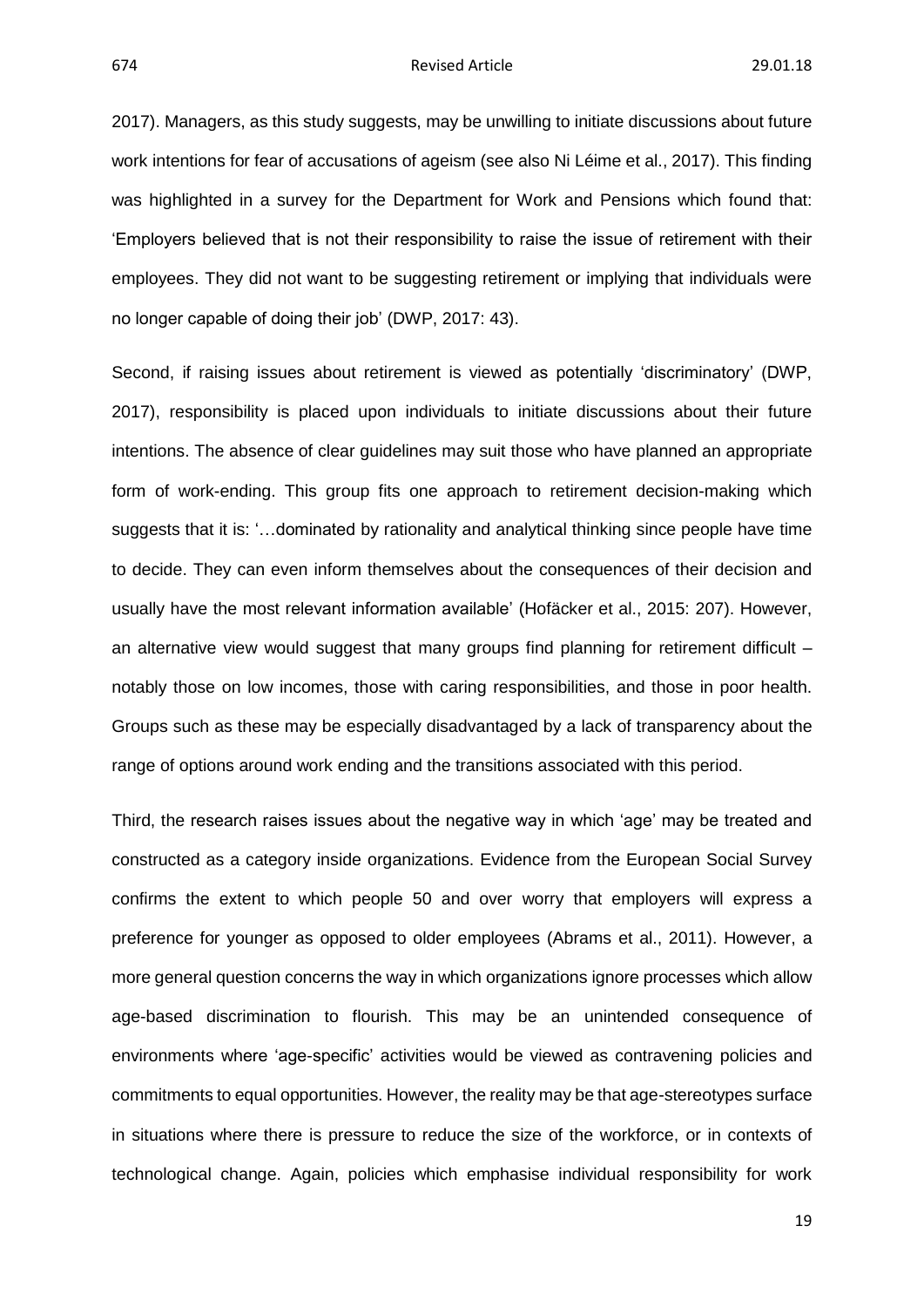2017). Managers, as this study suggests, may be unwilling to initiate discussions about future work intentions for fear of accusations of ageism (see also Ni Léime et al., 2017). This finding was highlighted in a survey for the Department for Work and Pensions which found that: 'Employers believed that is not their responsibility to raise the issue of retirement with their employees. They did not want to be suggesting retirement or implying that individuals were no longer capable of doing their job' (DWP, 2017: 43).

Second, if raising issues about retirement is viewed as potentially 'discriminatory' (DWP, 2017), responsibility is placed upon individuals to initiate discussions about their future intentions. The absence of clear guidelines may suit those who have planned an appropriate form of work-ending. This group fits one approach to retirement decision-making which suggests that it is: '…dominated by rationality and analytical thinking since people have time to decide. They can even inform themselves about the consequences of their decision and usually have the most relevant information available' (Hofäcker et al., 2015: 207). However, an alternative view would suggest that many groups find planning for retirement difficult – notably those on low incomes, those with caring responsibilities, and those in poor health. Groups such as these may be especially disadvantaged by a lack of transparency about the range of options around work ending and the transitions associated with this period.

Third, the research raises issues about the negative way in which 'age' may be treated and constructed as a category inside organizations. Evidence from the European Social Survey confirms the extent to which people 50 and over worry that employers will express a preference for younger as opposed to older employees (Abrams et al., 2011). However, a more general question concerns the way in which organizations ignore processes which allow age-based discrimination to flourish. This may be an unintended consequence of environments where 'age-specific' activities would be viewed as contravening policies and commitments to equal opportunities. However, the reality may be that age-stereotypes surface in situations where there is pressure to reduce the size of the workforce, or in contexts of technological change. Again, policies which emphasise individual responsibility for work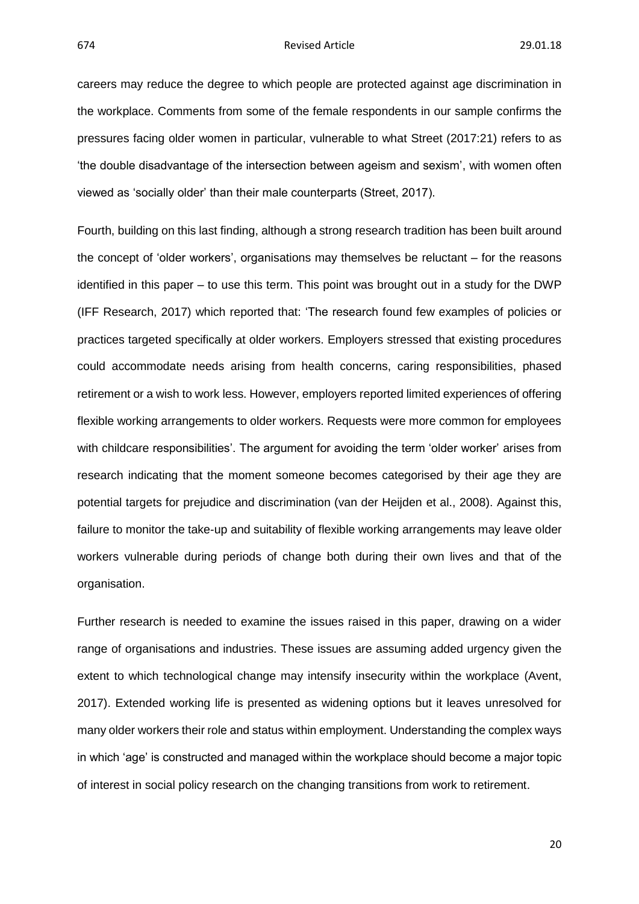careers may reduce the degree to which people are protected against age discrimination in the workplace. Comments from some of the female respondents in our sample confirms the pressures facing older women in particular, vulnerable to what Street (2017:21) refers to as 'the double disadvantage of the intersection between ageism and sexism', with women often viewed as 'socially older' than their male counterparts (Street, 2017).

Fourth, building on this last finding, although a strong research tradition has been built around the concept of 'older workers', organisations may themselves be reluctant – for the reasons identified in this paper – to use this term. This point was brought out in a study for the DWP (IFF Research, 2017) which reported that: 'The research found few examples of policies or practices targeted specifically at older workers. Employers stressed that existing procedures could accommodate needs arising from health concerns, caring responsibilities, phased retirement or a wish to work less. However, employers reported limited experiences of offering flexible working arrangements to older workers. Requests were more common for employees with childcare responsibilities'. The argument for avoiding the term 'older worker' arises from research indicating that the moment someone becomes categorised by their age they are potential targets for prejudice and discrimination (van der Heijden et al., 2008). Against this, failure to monitor the take-up and suitability of flexible working arrangements may leave older workers vulnerable during periods of change both during their own lives and that of the organisation.

Further research is needed to examine the issues raised in this paper, drawing on a wider range of organisations and industries. These issues are assuming added urgency given the extent to which technological change may intensify insecurity within the workplace (Avent, 2017). Extended working life is presented as widening options but it leaves unresolved for many older workers their role and status within employment. Understanding the complex ways in which 'age' is constructed and managed within the workplace should become a major topic of interest in social policy research on the changing transitions from work to retirement.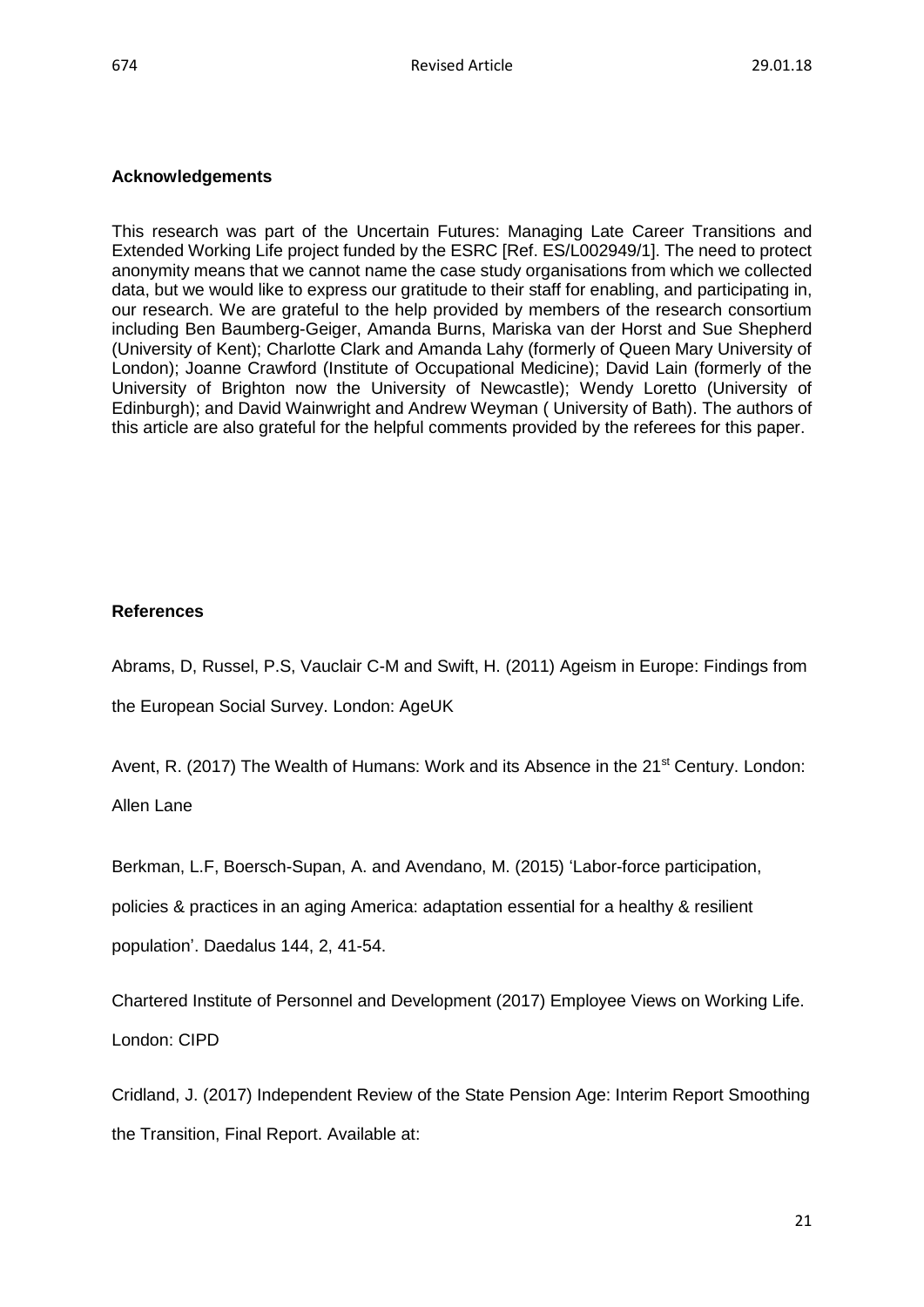**Acknowledgements**

This research was part of the Uncertain Futures: Managing Late Career Transitions and Extended Working Life project funded by the ESRC [Ref. ES/L002949/1]. The need to protect anonymity means that we cannot name the case study organisations from which we collected data, but we would like to express our gratitude to their staff for enabling, and participating in, our research. We are grateful to the help provided by members of the research consortium including Ben Baumberg-Geiger, Amanda Burns, Mariska van der Horst and Sue Shepherd (University of Kent); Charlotte Clark and Amanda Lahy (formerly of Queen Mary University of London); Joanne Crawford (Institute of Occupational Medicine); David Lain (formerly of the University of Brighton now the University of Newcastle); Wendy Loretto (University of Edinburgh); and David Wainwright and Andrew Weyman ( University of Bath). The authors of this article are also grateful for the helpful comments provided by the referees for this paper.

**References**

Abrams, D, Russel, P.S, Vauclair C-M and Swift, H. (2011) Ageism in Europe: Findings from the European Social Survey. London: AgeUK

Avent, R. (2017) The Wealth of Humans: Work and its Absence in the 21st Century. London: Allen Lane

Berkman, L.F, Boersch-Supan, A. and Avendano, M. (2015) 'Labor-force participation, policies & practices in an aging America: adaptation essential for a healthy & resilient population'. Daedalus 144, 2, 41-54.

Chartered Institute of Personnel and Development (2017) Employee Views on Working Life. London: CIPD

Cridland, J. (2017) Independent Review of the State Pension Age: Interim Report Smoothing the Transition, Final Report. Available at: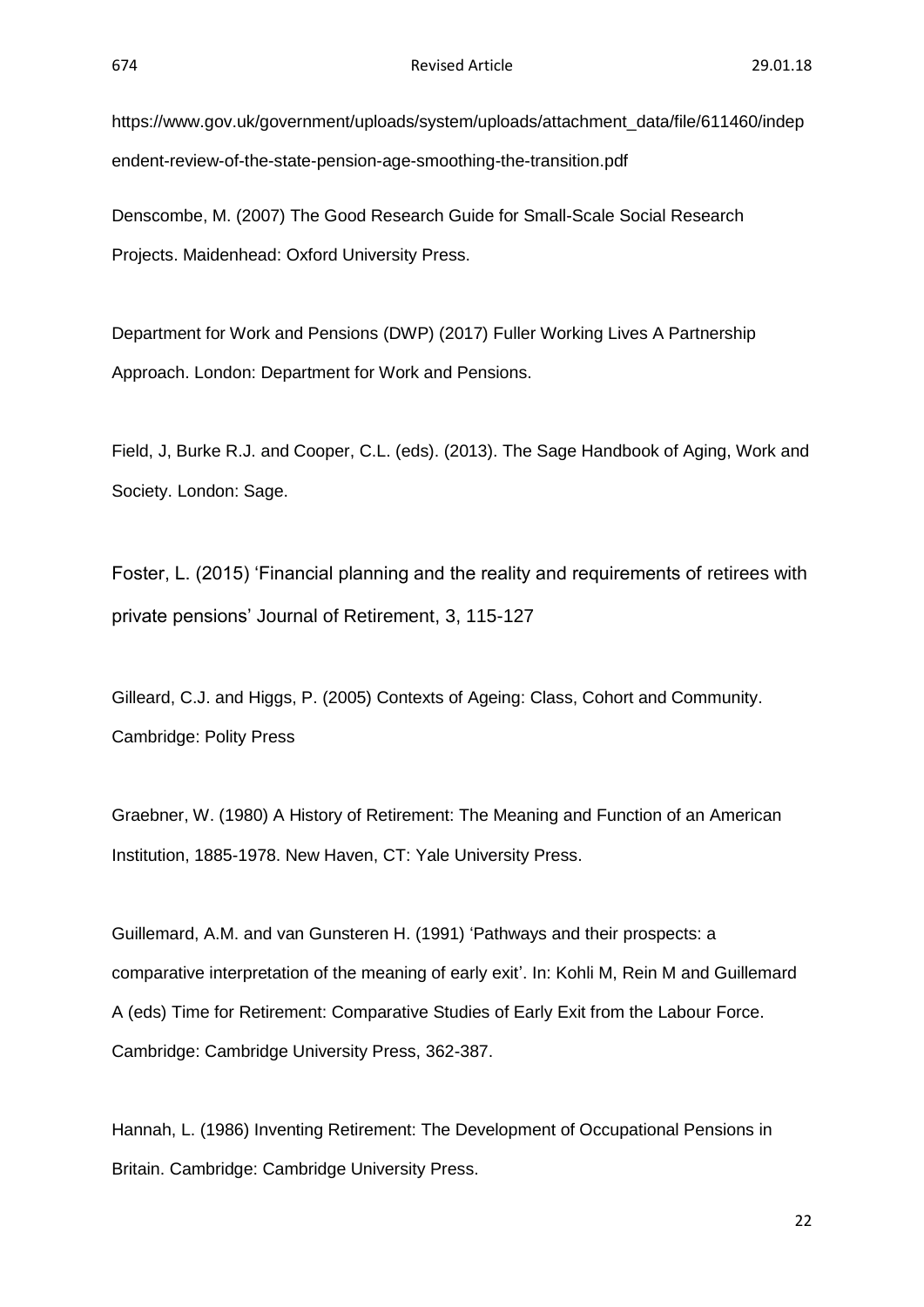https://www.gov.uk/government/uploads/system/uploads/attachment_data/file/611460/independent-review-of-the-state-pension-age-smoothing-the-transition.pdf

Denscombe, M. (2007) The Good Research Guide for Small-Scale Social Research Projects. Maidenhead: Oxford University Press.

Department for Work and Pensions (DWP) (2017) Fuller Working Lives A Partnership Approach. London: Department for Work and Pensions.

Field, J, Burke R.J. and Cooper, C.L. (eds). (2013). The Sage Handbook of Aging, Work and Society. London: Sage.

Foster, L. (2015) 'Financial planning and the reality and requirements of retirees with private pensions' Journal of Retirement, 3, 115-127

Gilleard, C.J. and Higgs, P. (2005) Contexts of Ageing: Class, Cohort and Community. Cambridge: Polity Press

Graebner, W. (1980) A History of Retirement: The Meaning and Function of an American Institution, 1885-1978. New Haven, CT: Yale University Press.

Guillemard, A.M. and van Gunsteren H. (1991) 'Pathways and their prospects: a comparative interpretation of the meaning of early exit'. In: Kohli M, Rein M and Guillemard A (eds) Time for Retirement: Comparative Studies of Early Exit from the Labour Force. Cambridge: Cambridge University Press, 362-387.

Hannah, L. (1986) Inventing Retirement: The Development of Occupational Pensions in Britain. Cambridge: Cambridge University Press.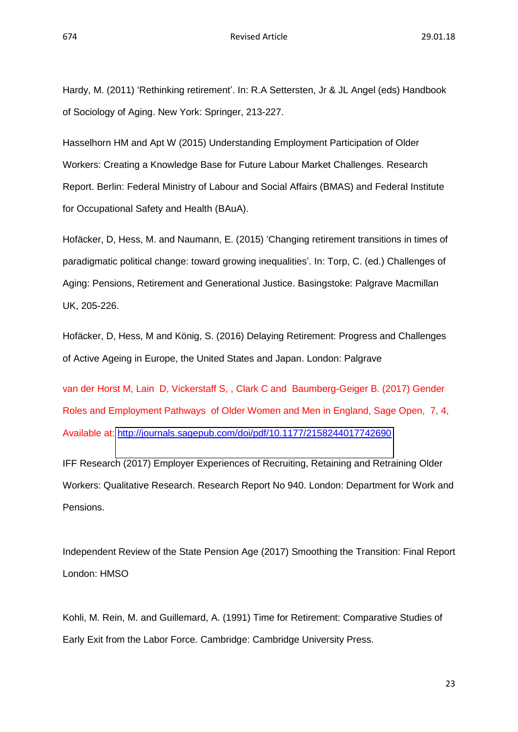Hardy, M. (2011) 'Rethinking retirement'. In: R.A Settersten, Jr & JL Angel (eds) Handbook of Sociology of Aging. New York: Springer, 213-227.

Hasselhorn HM and Apt W (2015) Understanding Employment Participation of Older Workers: Creating a Knowledge Base for Future Labour Market Challenges. Research Report. Berlin: Federal Ministry of Labour and Social Affairs (BMAS) and Federal Institute for Occupational Safety and Health (BAuA).

Hofäcker, D, Hess, M. and Naumann, E. (2015) 'Changing retirement transitions in times of paradigmatic political change: toward growing inequalities'. In: Torp, C. (ed.) Challenges of Aging: Pensions, Retirement and Generational Justice. Basingstoke: Palgrave Macmillan UK, 205-226.

Hofäcker, D, Hess, M and König, S. (2016) Delaying Retirement: Progress and Challenges of Active Ageing in Europe, the United States and Japan. London: Palgrave

van der Horst M, Lain D, Vickerstaff S, , Clark C and Baumberg-Geiger B. (2017) Gender Roles and Employment Pathways of Older Women and Men in England, Sage Open, 7, 4, Available at: http://journals.sagepub.com/doi/pdf/10.1177/2158244017742690

IFF Research (2017) Employer Experiences of Recruiting, Retaining and Retraining Older Workers: Qualitative Research. Research Report No 940. London: Department for Work and Pensions.

Independent Review of the State Pension Age (2017) Smoothing the Transition: Final Report London: HMSO

Kohli, M. Rein, M. and Guillemard, A. (1991) Time for Retirement: Comparative Studies of Early Exit from the Labor Force. Cambridge: Cambridge University Press.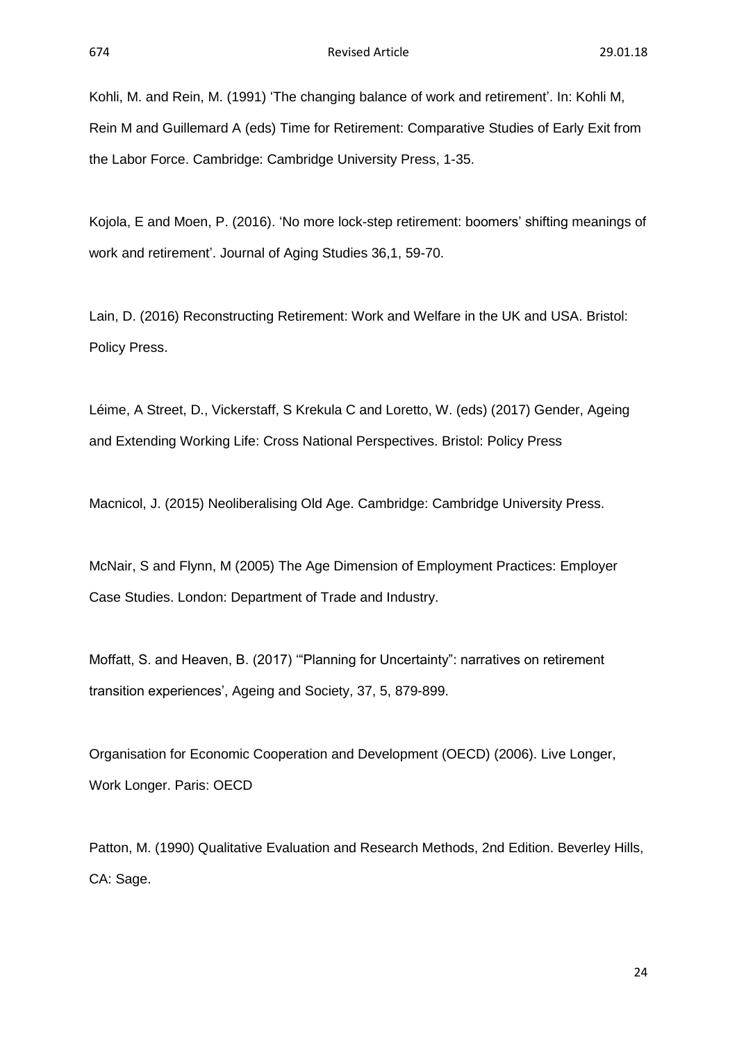Kohli, M. and Rein, M. (1991) 'The changing balance of work and retirement'. In: Kohli M, Rein M and Guillemard A (eds) Time for Retirement: Comparative Studies of Early Exit from the Labor Force. Cambridge: Cambridge University Press, 1-35.

Kojola, E and Moen, P. (2016). 'No more lock-step retirement: boomers' shifting meanings of work and retirement'. Journal of Aging Studies 36,1, 59-70.

Lain, D. (2016) Reconstructing Retirement: Work and Welfare in the UK and USA. Bristol: Policy Press.

Léime, A Street, D., Vickerstaff, S Krekula C and Loretto, W. (eds) (2017) Gender, Ageing and Extending Working Life: Cross National Perspectives. Bristol: Policy Press

Macnicol, J. (2015) Neoliberalising Old Age. Cambridge: Cambridge University Press.

McNair, S and Flynn, M (2005) The Age Dimension of Employment Practices: Employer Case Studies. London: Department of Trade and Industry.

Moffatt, S. and Heaven, B. (2017) '"Planning for Uncertainty": narratives on retirement transition experiences', Ageing and Society, 37, 5, 879-899.

Organisation for Economic Cooperation and Development (OECD) (2006). Live Longer, Work Longer. Paris: OECD

Patton, M. (1990) Qualitative Evaluation and Research Methods, 2nd Edition. Beverley Hills, CA: Sage.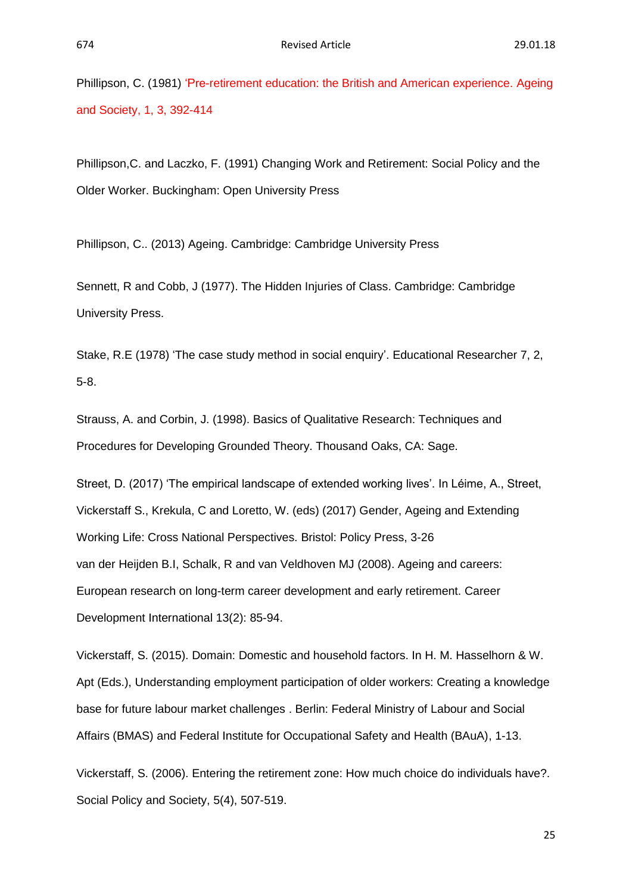Phillipson, C. (1981) 'Pre-retirement education: the British and American experience. Ageing and Society, 1, 3, 392-414

Phillipson,C. and Laczko, F. (1991) Changing Work and Retirement: Social Policy and the Older Worker. Buckingham: Open University Press

Phillipson, C.. (2013) Ageing. Cambridge: Cambridge University Press

Sennett, R and Cobb, J (1977). The Hidden Injuries of Class. Cambridge: Cambridge University Press.

Stake, R.E (1978) 'The case study method in social enquiry'. Educational Researcher 7, 2, 5-8.

Strauss, A. and Corbin, J. (1998). Basics of Qualitative Research: Techniques and Procedures for Developing Grounded Theory. Thousand Oaks, CA: Sage.

Street, D. (2017) 'The empirical landscape of extended working lives'. In Léime, A., Street, Vickerstaff S., Krekula, C and Loretto, W. (eds) (2017) Gender, Ageing and Extending Working Life: Cross National Perspectives. Bristol: Policy Press, 3-26

van der Heijden B.I, Schalk, R and van Veldhoven MJ (2008). Ageing and careers: European research on long-term career development and early retirement. Career Development International 13(2): 85-94.

Vickerstaff, S. (2015). Domain: Domestic and household factors. In H. M. Hasselhorn & W. Apt (Eds.), Understanding employment participation of older workers: Creating a knowledge base for future labour market challenges . Berlin: Federal Ministry of Labour and Social Affairs (BMAS) and Federal Institute for Occupational Safety and Health (BAuA), 1-13.

Vickerstaff, S. (2006). Entering the retirement zone: How much choice do individuals have?. Social Policy and Society, 5(4), 507-519.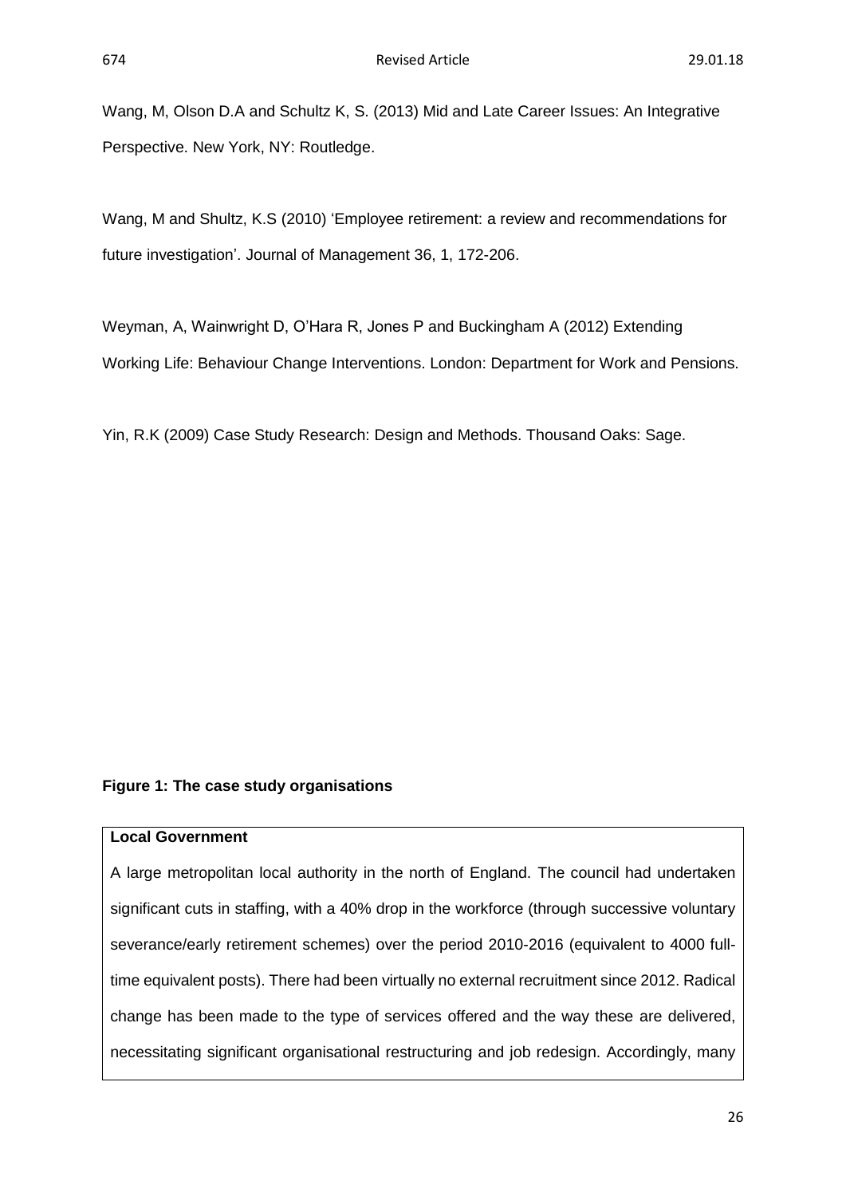Wang, M, Olson D.A and Schultz K, S. (2013) Mid and Late Career Issues: An Integrative Perspective. New York, NY: Routledge.

Wang, M and Shultz, K.S (2010) 'Employee retirement: a review and recommendations for future investigation'. Journal of Management 36, 1, 172-206.

Weyman, A, Wainwright D, O'Hara R, Jones P and Buckingham A (2012) Extending Working Life: Behaviour Change Interventions. London: Department for Work and Pensions.

Yin, R.K (2009) Case Study Research: Design and Methods. Thousand Oaks: Sage.

**Figure 1: The case study organisations**

| **Local Government** |
| --- |
| A large metropolitan local authority in the north of England. The council had undertaken significant cuts in staffing, with a 40% drop in the workforce (through successive voluntary severance/early retirement schemes) over the period 2010-2016 (equivalent to 4000 full-time equivalent posts). There had been virtually no external recruitment since 2012. Radical change has been made to the type of services offered and the way these are delivered, necessitating significant organisational restructuring and job redesign. Accordingly, many |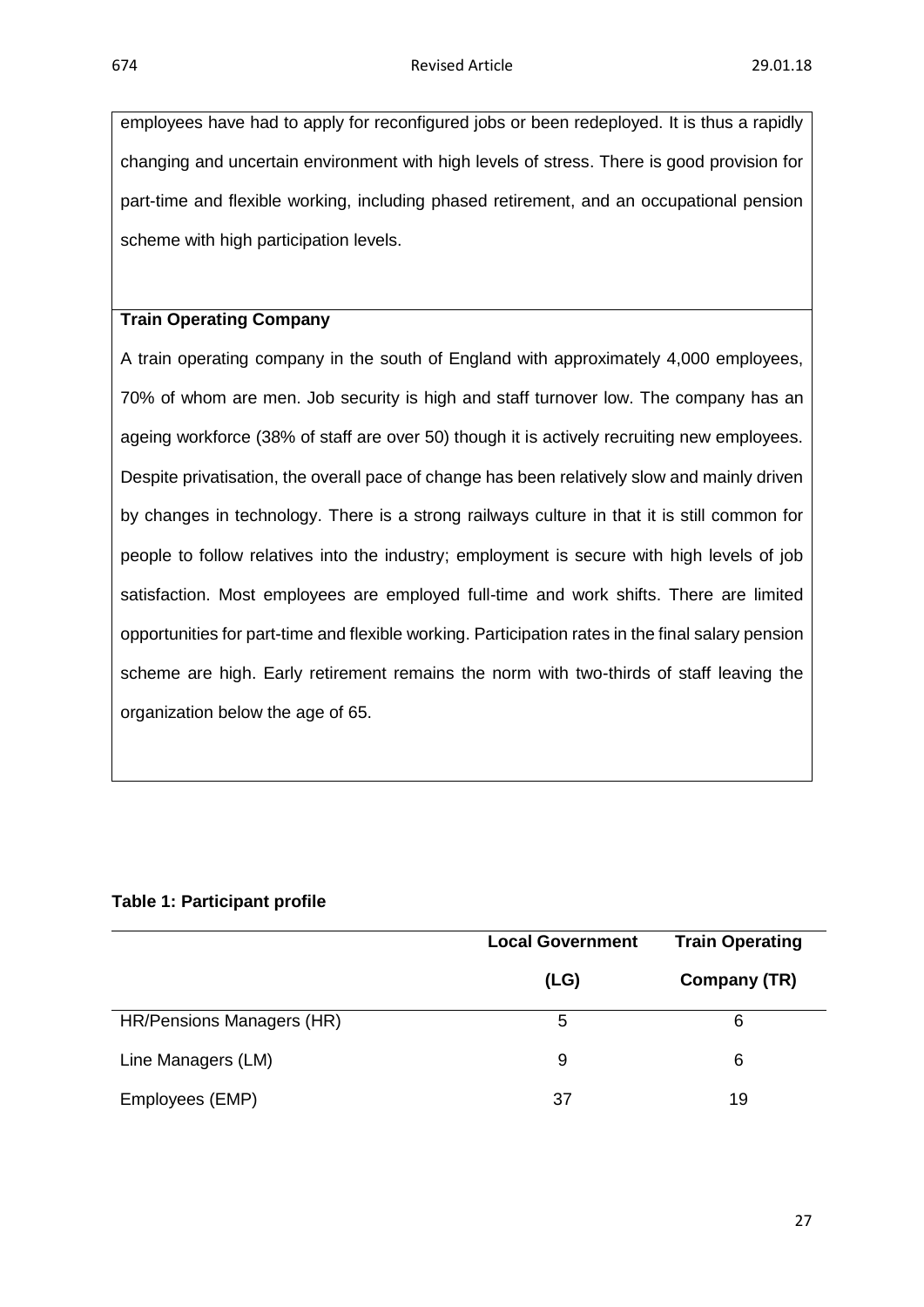employees have had to apply for reconfigured jobs or been redeployed. It is thus a rapidly changing and uncertain environment with high levels of stress. There is good provision for part-time and flexible working, including phased retirement, and an occupational pension scheme with high participation levels.

**Train Operating Company**

A train operating company in the south of England with approximately 4,000 employees, 70% of whom are men. Job security is high and staff turnover low. The company has an ageing workforce (38% of staff are over 50) though it is actively recruiting new employees. Despite privatisation, the overall pace of change has been relatively slow and mainly driven by changes in technology. There is a strong railways culture in that it is still common for people to follow relatives into the industry; employment is secure with high levels of job satisfaction. Most employees are employed full-time and work shifts. There are limited opportunities for part-time and flexible working. Participation rates in the final salary pension scheme are high. Early retirement remains the norm with two-thirds of staff leaving the organization below the age of 65.

**Table 1: Participant profile**

| | **Local Government (LG)** | **Train Operating Company (TR)** |
|---|---|---|
| HR/Pensions Managers (HR) | 5 | 6 |
| Line Managers (LM) | 9 | 6 |
| Employees (EMP) | 37 | 19 |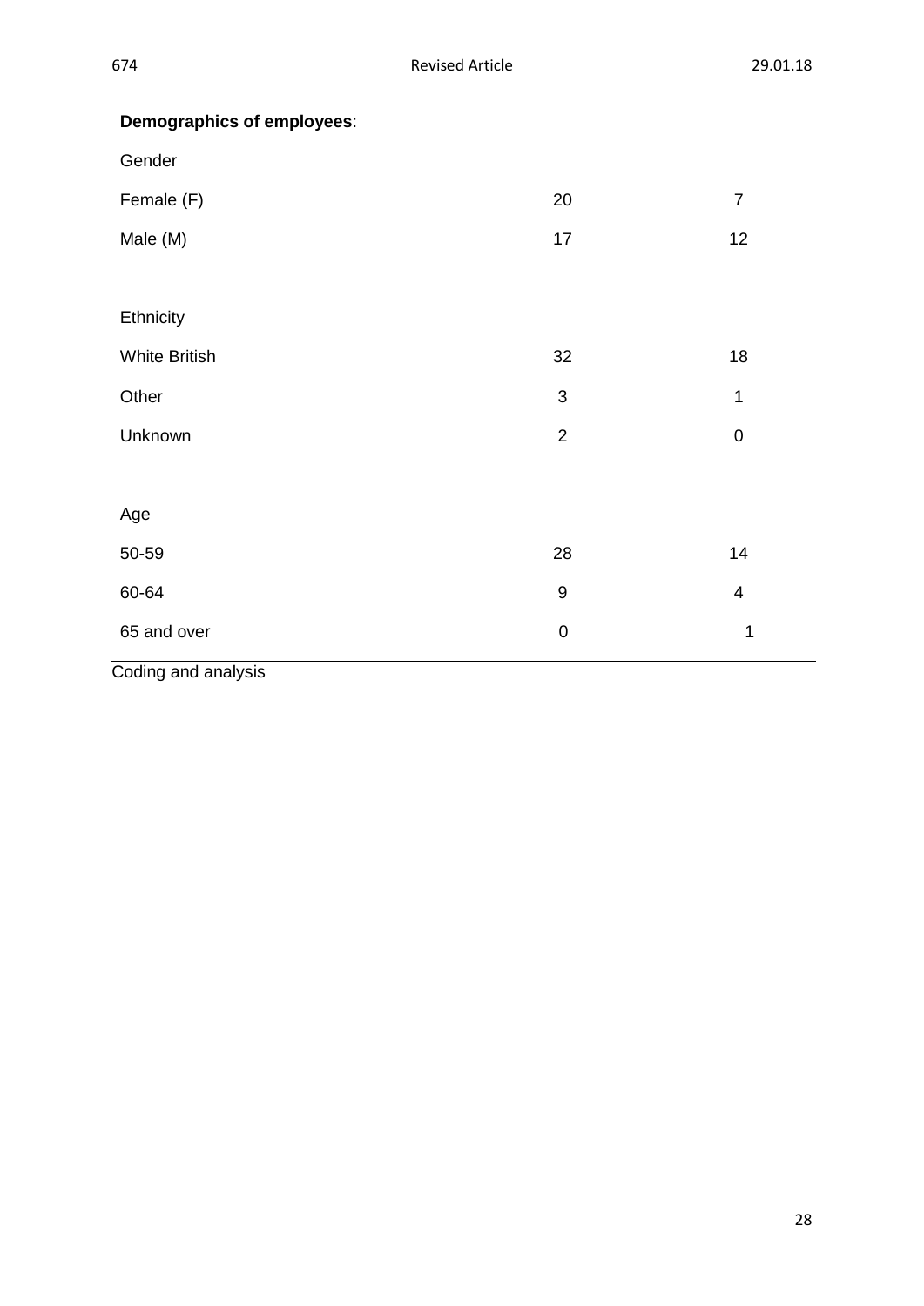**Demographics of employees**:

| | | |
|---|---|---|
| Gender | | |
| Female (F) | 20 | 7 |
| Male (M) | 17 | 12 |
| | | |
| Ethnicity | | |
| White British | 32 | 18 |
| Other | 3 | 1 |
| Unknown | 2 | 0 |
| | | |
| Age | | |
| 50-59 | 28 | 14 |
| 60-64 | 9 | 4 |
| 65 and over | 0 | 1 |

Coding and analysis